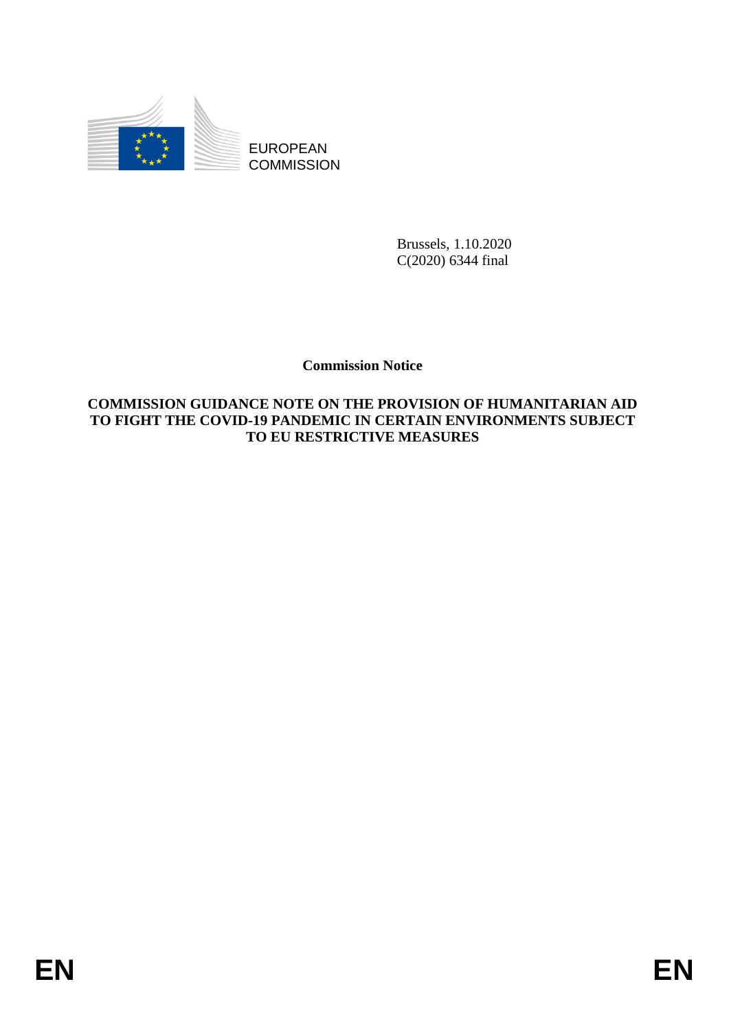EUROPEAN COMMISSION

Brussels, 1.10.2020
C(2020) 6344 final

**Commission Notice**

**COMMISSION GUIDANCE NOTE ON THE PROVISION OF HUMANITARIAN AID TO FIGHT THE COVID-19 PANDEMIC IN CERTAIN ENVIRONMENTS SUBJECT TO EU RESTRICTIVE MEASURES**

EN EN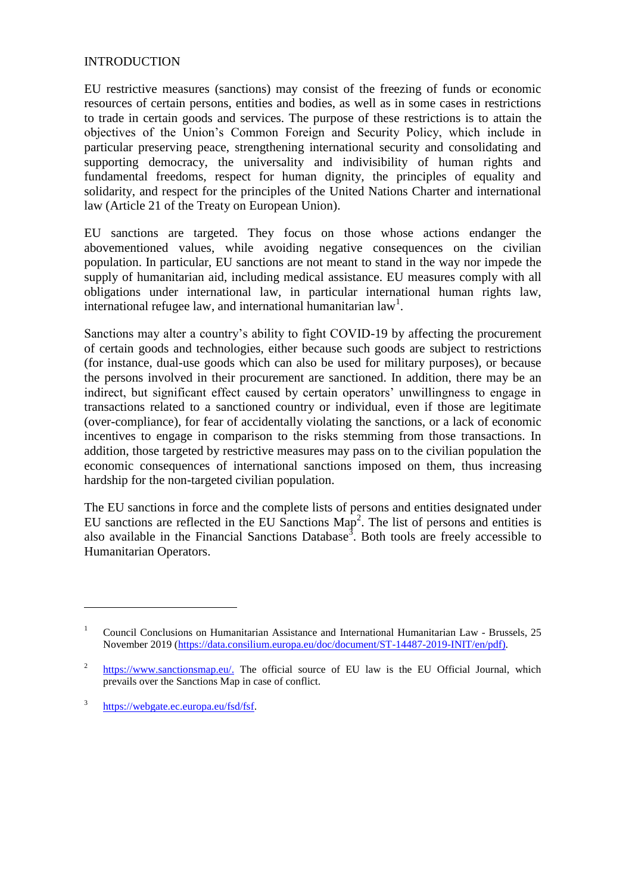## INTRODUCTION

EU restrictive measures (sanctions) may consist of the freezing of funds or economic resources of certain persons, entities and bodies, as well as in some cases in restrictions to trade in certain goods and services. The purpose of these restrictions is to attain the objectives of the Union's Common Foreign and Security Policy, which include in particular preserving peace, strengthening international security and consolidating and supporting democracy, the universality and indivisibility of human rights and fundamental freedoms, respect for human dignity, the principles of equality and solidarity, and respect for the principles of the United Nations Charter and international law (Article 21 of the Treaty on European Union).

EU sanctions are targeted. They focus on those whose actions endanger the abovementioned values, while avoiding negative consequences on the civilian population. In particular, EU sanctions are not meant to stand in the way nor impede the supply of humanitarian aid, including medical assistance. EU measures comply with all obligations under international law, in particular international human rights law, international refugee law, and international humanitarian law[1].

Sanctions may alter a country's ability to fight COVID-19 by affecting the procurement of certain goods and technologies, either because such goods are subject to restrictions (for instance, dual-use goods which can also be used for military purposes), or because the persons involved in their procurement are sanctioned. In addition, there may be an indirect, but significant effect caused by certain operators' unwillingness to engage in transactions related to a sanctioned country or individual, even if those are legitimate (over-compliance), for fear of accidentally violating the sanctions, or a lack of economic incentives to engage in comparison to the risks stemming from those transactions. In addition, those targeted by restrictive measures may pass on to the civilian population the economic consequences of international sanctions imposed on them, thus increasing hardship for the non-targeted civilian population.

The EU sanctions in force and the complete lists of persons and entities designated under EU sanctions are reflected in the EU Sanctions Map[2]. The list of persons and entities is also available in the Financial Sanctions Database[3]. Both tools are freely accessible to Humanitarian Operators.

---

[1] Council Conclusions on Humanitarian Assistance and International Humanitarian Law - Brussels, 25 November 2019 (https://data.consilium.europa.eu/doc/document/ST-14487-2019-INIT/en/pdf).

[2] https://www.sanctionsmap.eu/. The official source of EU law is the EU Official Journal, which prevails over the Sanctions Map in case of conflict.

[3] https://webgate.ec.europa.eu/fsd/fsf.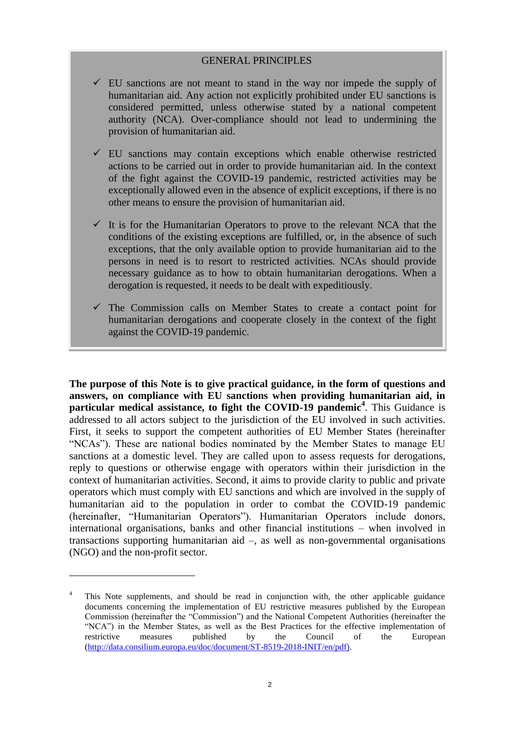## GENERAL PRINCIPLES

- ✓ EU sanctions are not meant to stand in the way nor impede the supply of humanitarian aid. Any action not explicitly prohibited under EU sanctions is considered permitted, unless otherwise stated by a national competent authority (NCA). Over-compliance should not lead to undermining the provision of humanitarian aid.

- ✓ EU sanctions may contain exceptions which enable otherwise restricted actions to be carried out in order to provide humanitarian aid. In the context of the fight against the COVID-19 pandemic, restricted activities may be exceptionally allowed even in the absence of explicit exceptions, if there is no other means to ensure the provision of humanitarian aid.

- ✓ It is for the Humanitarian Operators to prove to the relevant NCA that the conditions of the existing exceptions are fulfilled, or, in the absence of such exceptions, that the only available option to provide humanitarian aid to the persons in need is to resort to restricted activities. NCAs should provide necessary guidance as to how to obtain humanitarian derogations. When a derogation is requested, it needs to be dealt with expeditiously.

- ✓ The Commission calls on Member States to create a contact point for humanitarian derogations and cooperate closely in the context of the fight against the COVID-19 pandemic.

**The purpose of this Note is to give practical guidance, in the form of questions and answers, on compliance with EU sanctions when providing humanitarian aid, in particular medical assistance, to fight the COVID-19 pandemic**[4]. This Guidance is addressed to all actors subject to the jurisdiction of the EU involved in such activities. First, it seeks to support the competent authorities of EU Member States (hereinafter "NCAs"). These are national bodies nominated by the Member States to manage EU sanctions at a domestic level. They are called upon to assess requests for derogations, reply to questions or otherwise engage with operators within their jurisdiction in the context of humanitarian activities. Second, it aims to provide clarity to public and private operators which must comply with EU sanctions and which are involved in the supply of humanitarian aid to the population in order to combat the COVID-19 pandemic (hereinafter, "Humanitarian Operators"). Humanitarian Operators include donors, international organisations, banks and other financial institutions – when involved in transactions supporting humanitarian aid –, as well as non-governmental organisations (NGO) and the non-profit sector.

---

[4] This Note supplements, and should be read in conjunction with, the other applicable guidance documents concerning the implementation of EU restrictive measures published by the European Commission (hereinafter the "Commission") and the National Competent Authorities (hereinafter the "NCA") in the Member States, as well as the Best Practices for the effective implementation of restrictive measures published by the Council of the European (http://data.consilium.europa.eu/doc/document/ST-8519-2018-INIT/en/pdf).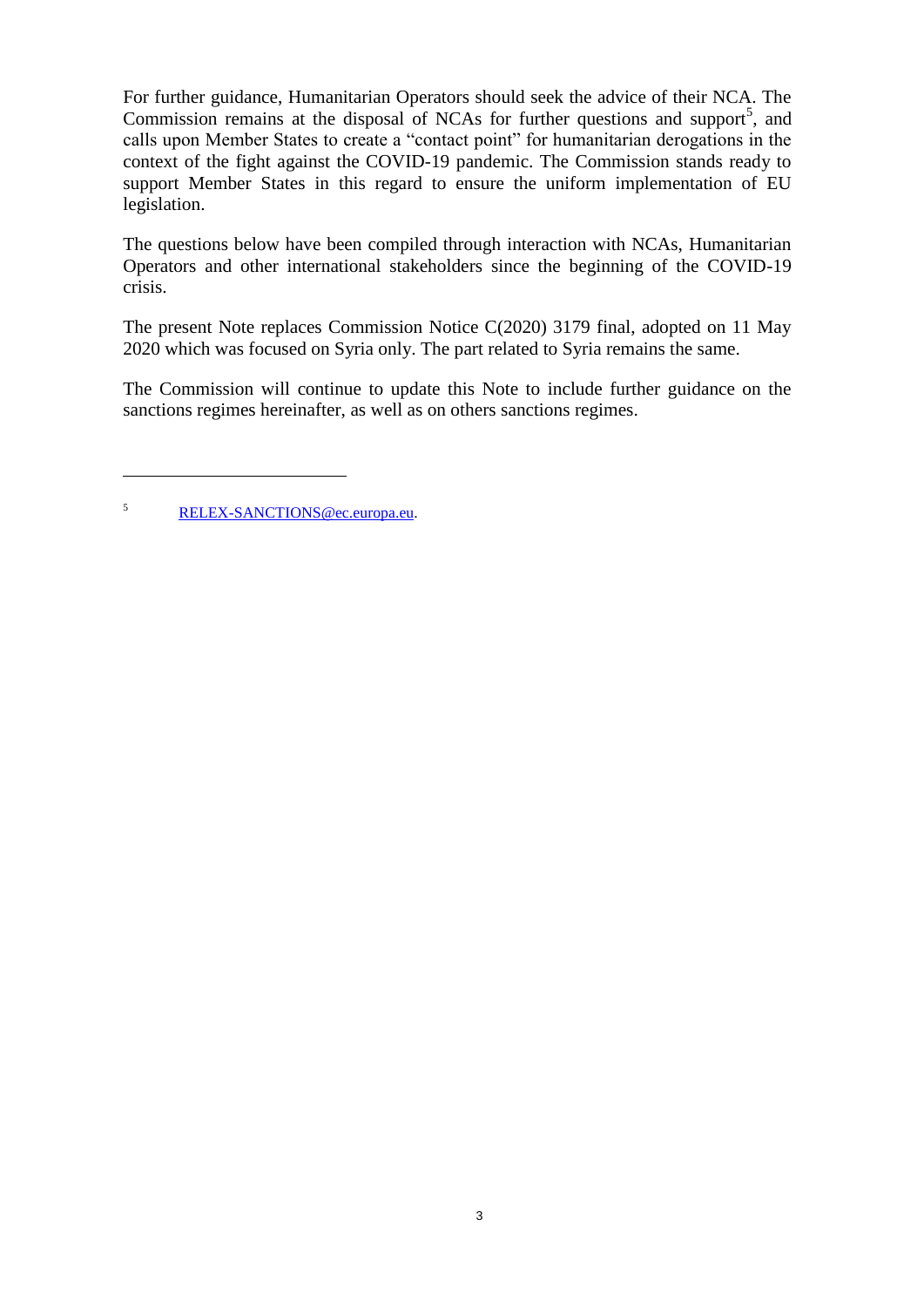For further guidance, Humanitarian Operators should seek the advice of their NCA. The Commission remains at the disposal of NCAs for further questions and support[5], and calls upon Member States to create a "contact point" for humanitarian derogations in the context of the fight against the COVID-19 pandemic. The Commission stands ready to support Member States in this regard to ensure the uniform implementation of EU legislation.

The questions below have been compiled through interaction with NCAs, Humanitarian Operators and other international stakeholders since the beginning of the COVID-19 crisis.

The present Note replaces Commission Notice C(2020) 3179 final, adopted on 11 May 2020 which was focused on Syria only. The part related to Syria remains the same.

The Commission will continue to update this Note to include further guidance on the sanctions regimes hereinafter, as well as on others sanctions regimes.

---

[5] RELEX-SANCTIONS@ec.europa.eu.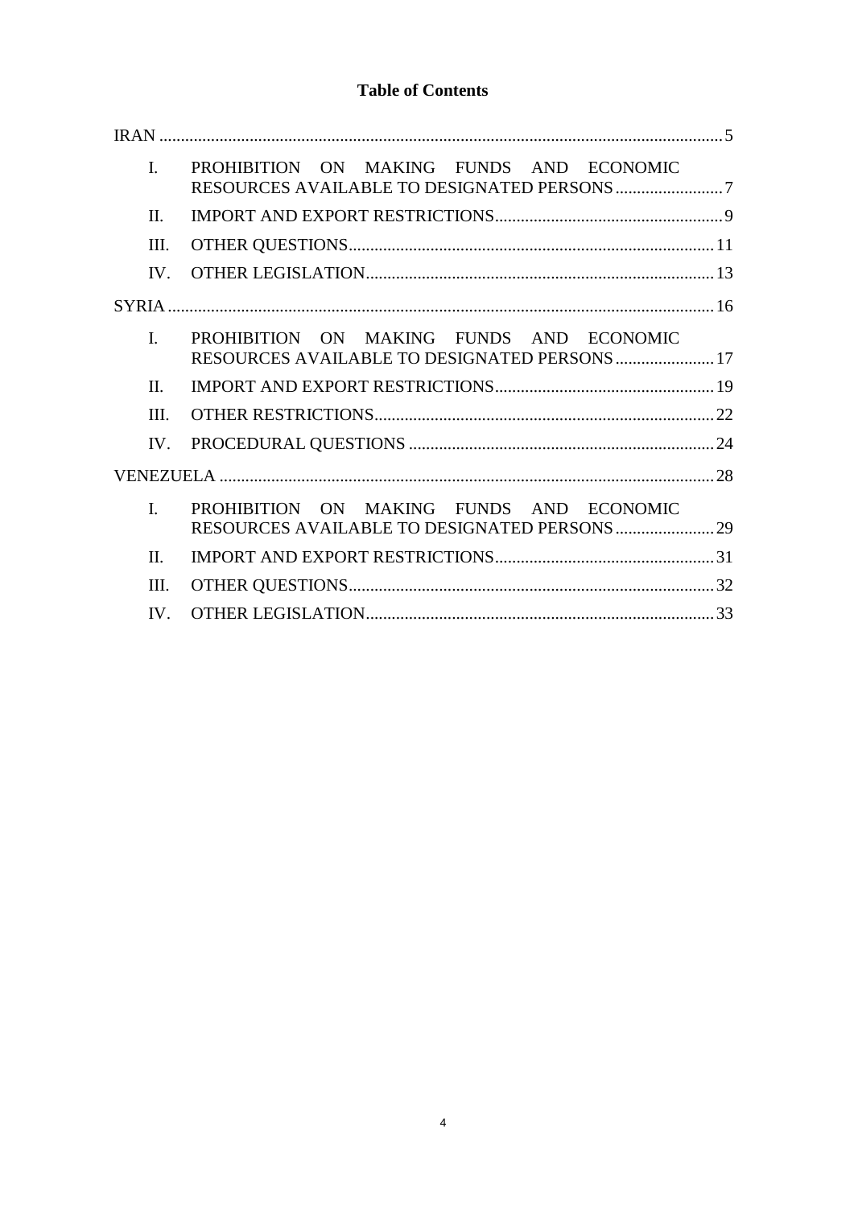# Table of Contents

IRAN ..... 5

- I. PROHIBITION ON MAKING FUNDS AND ECONOMIC RESOURCES AVAILABLE TO DESIGNATED PERSONS ..... 7
- II. IMPORT AND EXPORT RESTRICTIONS ..... 9
- III. OTHER QUESTIONS ..... 11
- IV. OTHER LEGISLATION ..... 13

SYRIA ..... 16

- I. PROHIBITION ON MAKING FUNDS AND ECONOMIC RESOURCES AVAILABLE TO DESIGNATED PERSONS ..... 17
- II. IMPORT AND EXPORT RESTRICTIONS ..... 19
- III. OTHER RESTRICTIONS ..... 22
- IV. PROCEDURAL QUESTIONS ..... 24

VENEZUELA ..... 28

- I. PROHIBITION ON MAKING FUNDS AND ECONOMIC RESOURCES AVAILABLE TO DESIGNATED PERSONS ..... 29
- II. IMPORT AND EXPORT RESTRICTIONS ..... 31
- III. OTHER QUESTIONS ..... 32
- IV. OTHER LEGISLATION ..... 33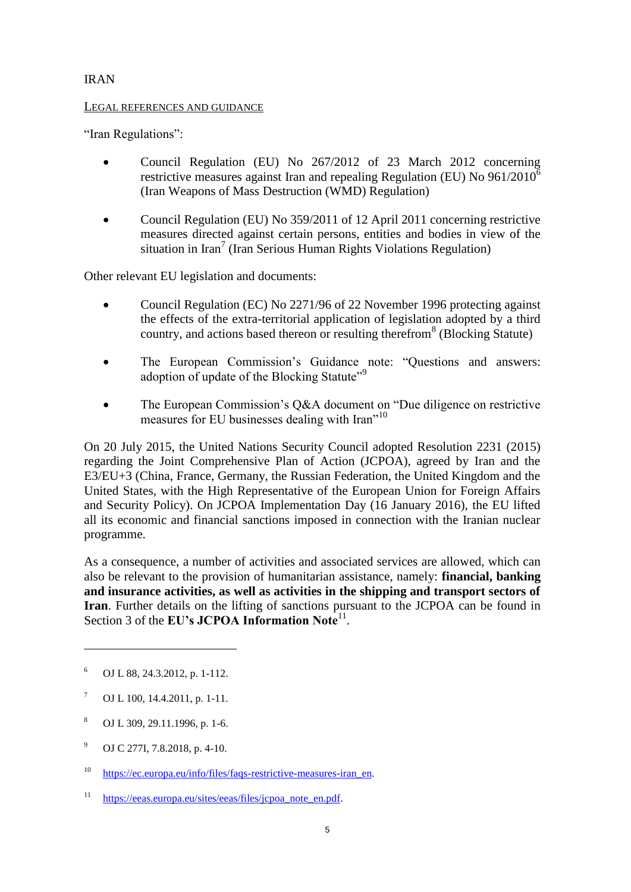## IRAN

LEGAL REFERENCES AND GUIDANCE

"Iran Regulations":

- Council Regulation (EU) No 267/2012 of 23 March 2012 concerning restrictive measures against Iran and repealing Regulation (EU) No 961/2010[6] (Iran Weapons of Mass Destruction (WMD) Regulation)
- Council Regulation (EU) No 359/2011 of 12 April 2011 concerning restrictive measures directed against certain persons, entities and bodies in view of the situation in Iran[7] (Iran Serious Human Rights Violations Regulation)

Other relevant EU legislation and documents:

- Council Regulation (EC) No 2271/96 of 22 November 1996 protecting against the effects of the extra-territorial application of legislation adopted by a third country, and actions based thereon or resulting therefrom[8] (Blocking Statute)
- The European Commission's Guidance note: "Questions and answers: adoption of update of the Blocking Statute"[9]
- The European Commission's Q&A document on "Due diligence on restrictive measures for EU businesses dealing with Iran"[10]

On 20 July 2015, the United Nations Security Council adopted Resolution 2231 (2015) regarding the Joint Comprehensive Plan of Action (JCPOA), agreed by Iran and the E3/EU+3 (China, France, Germany, the Russian Federation, the United Kingdom and the United States, with the High Representative of the European Union for Foreign Affairs and Security Policy). On JCPOA Implementation Day (16 January 2016), the EU lifted all its economic and financial sanctions imposed in connection with the Iranian nuclear programme.

As a consequence, a number of activities and associated services are allowed, which can also be relevant to the provision of humanitarian assistance, namely: **financial, banking and insurance activities, as well as activities in the shipping and transport sectors of Iran**. Further details on the lifting of sanctions pursuant to the JCPOA can be found in Section 3 of the **EU's JCPOA Information Note**[11].

---

[6] OJ L 88, 24.3.2012, p. 1-112.

[7] OJ L 100, 14.4.2011, p. 1-11.

[8] OJ L 309, 29.11.1996, p. 1-6.

[9] OJ C 277I, 7.8.2018, p. 4-10.

[10] https://ec.europa.eu/info/files/faqs-restrictive-measures-iran_en.

[11] https://eeas.europa.eu/sites/eeas/files/jcpoa_note_en.pdf.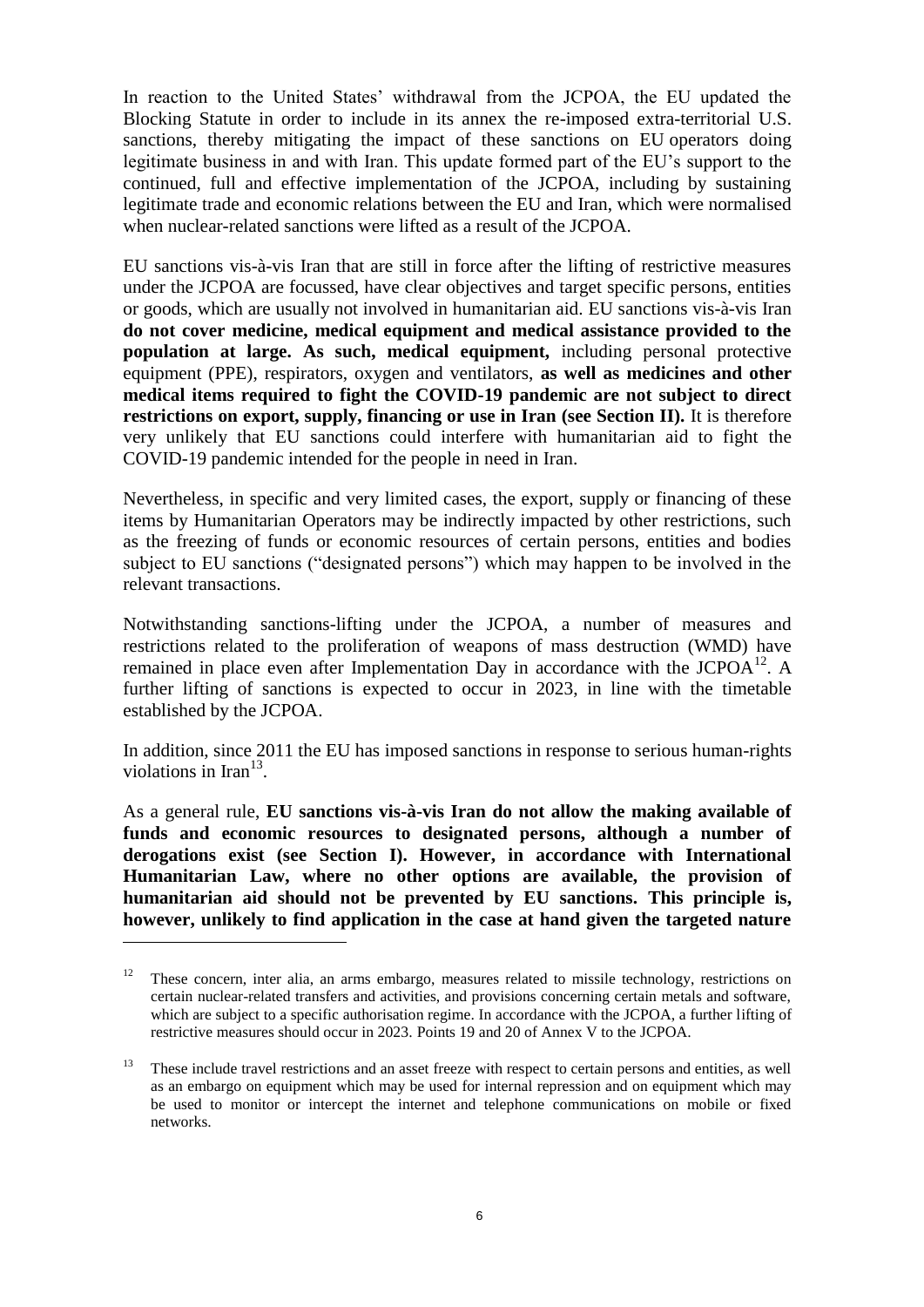In reaction to the United States' withdrawal from the JCPOA, the EU updated the Blocking Statute in order to include in its annex the re-imposed extra-territorial U.S. sanctions, thereby mitigating the impact of these sanctions on EU operators doing legitimate business in and with Iran. This update formed part of the EU's support to the continued, full and effective implementation of the JCPOA, including by sustaining legitimate trade and economic relations between the EU and Iran, which were normalised when nuclear-related sanctions were lifted as a result of the JCPOA.

EU sanctions vis-à-vis Iran that are still in force after the lifting of restrictive measures under the JCPOA are focussed, have clear objectives and target specific persons, entities or goods, which are usually not involved in humanitarian aid. EU sanctions vis-à-vis Iran **do not cover medicine, medical equipment and medical assistance provided to the population at large. As such, medical equipment,** including personal protective equipment (PPE), respirators, oxygen and ventilators, **as well as medicines and other medical items required to fight the COVID-19 pandemic are not subject to direct restrictions on export, supply, financing or use in Iran (see Section II).** It is therefore very unlikely that EU sanctions could interfere with humanitarian aid to fight the COVID-19 pandemic intended for the people in need in Iran.

Nevertheless, in specific and very limited cases, the export, supply or financing of these items by Humanitarian Operators may be indirectly impacted by other restrictions, such as the freezing of funds or economic resources of certain persons, entities and bodies subject to EU sanctions ("designated persons") which may happen to be involved in the relevant transactions.

Notwithstanding sanctions-lifting under the JCPOA, a number of measures and restrictions related to the proliferation of weapons of mass destruction (WMD) have remained in place even after Implementation Day in accordance with the JCPOA[12]. A further lifting of sanctions is expected to occur in 2023, in line with the timetable established by the JCPOA.

In addition, since 2011 the EU has imposed sanctions in response to serious human-rights violations in Iran[13].

As a general rule, **EU sanctions vis-à-vis Iran do not allow the making available of funds and economic resources to designated persons, although a number of derogations exist (see Section I). However, in accordance with International Humanitarian Law, where no other options are available, the provision of humanitarian aid should not be prevented by EU sanctions. This principle is, however, unlikely to find application in the case at hand given the targeted nature**

---

[12] These concern, inter alia, an arms embargo, measures related to missile technology, restrictions on certain nuclear-related transfers and activities, and provisions concerning certain metals and software, which are subject to a specific authorisation regime. In accordance with the JCPOA, a further lifting of restrictive measures should occur in 2023. Points 19 and 20 of Annex V to the JCPOA.

[13] These include travel restrictions and an asset freeze with respect to certain persons and entities, as well as an embargo on equipment which may be used for internal repression and on equipment which may be used to monitor or intercept the internet and telephone communications on mobile or fixed networks.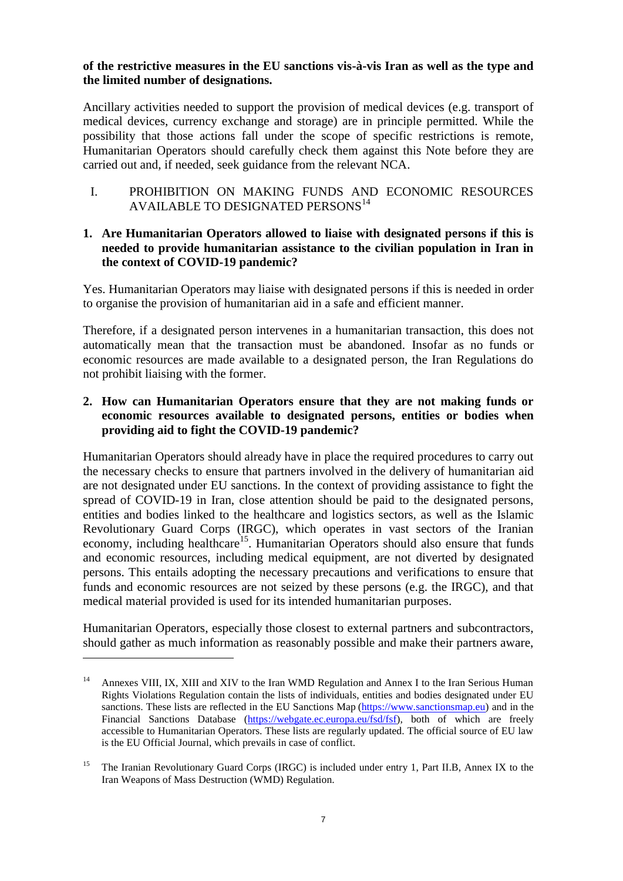**of the restrictive measures in the EU sanctions vis-à-vis Iran as well as the type and the limited number of designations.**

Ancillary activities needed to support the provision of medical devices (e.g. transport of medical devices, currency exchange and storage) are in principle permitted. While the possibility that those actions fall under the scope of specific restrictions is remote, Humanitarian Operators should carefully check them against this Note before they are carried out and, if needed, seek guidance from the relevant NCA.

## I. PROHIBITION ON MAKING FUNDS AND ECONOMIC RESOURCES AVAILABLE TO DESIGNATED PERSONS[14]

**1. Are Humanitarian Operators allowed to liaise with designated persons if this is needed to provide humanitarian assistance to the civilian population in Iran in the context of COVID-19 pandemic?**

Yes. Humanitarian Operators may liaise with designated persons if this is needed in order to organise the provision of humanitarian aid in a safe and efficient manner.

Therefore, if a designated person intervenes in a humanitarian transaction, this does not automatically mean that the transaction must be abandoned. Insofar as no funds or economic resources are made available to a designated person, the Iran Regulations do not prohibit liaising with the former.

**2. How can Humanitarian Operators ensure that they are not making funds or economic resources available to designated persons, entities or bodies when providing aid to fight the COVID-19 pandemic?**

Humanitarian Operators should already have in place the required procedures to carry out the necessary checks to ensure that partners involved in the delivery of humanitarian aid are not designated under EU sanctions. In the context of providing assistance to fight the spread of COVID-19 in Iran, close attention should be paid to the designated persons, entities and bodies linked to the healthcare and logistics sectors, as well as the Islamic Revolutionary Guard Corps (IRGC), which operates in vast sectors of the Iranian economy, including healthcare[15]. Humanitarian Operators should also ensure that funds and economic resources, including medical equipment, are not diverted by designated persons. This entails adopting the necessary precautions and verifications to ensure that funds and economic resources are not seized by these persons (e.g. the IRGC), and that medical material provided is used for its intended humanitarian purposes.

Humanitarian Operators, especially those closest to external partners and subcontractors, should gather as much information as reasonably possible and make their partners aware,

---

[14] Annexes VIII, IX, XIII and XIV to the Iran WMD Regulation and Annex I to the Iran Serious Human Rights Violations Regulation contain the lists of individuals, entities and bodies designated under EU sanctions. These lists are reflected in the EU Sanctions Map (https://www.sanctionsmap.eu) and in the Financial Sanctions Database (https://webgate.ec.europa.eu/fsd/fsf), both of which are freely accessible to Humanitarian Operators. These lists are regularly updated. The official source of EU law is the EU Official Journal, which prevails in case of conflict.

[15] The Iranian Revolutionary Guard Corps (IRGC) is included under entry 1, Part II.B, Annex IX to the Iran Weapons of Mass Destruction (WMD) Regulation.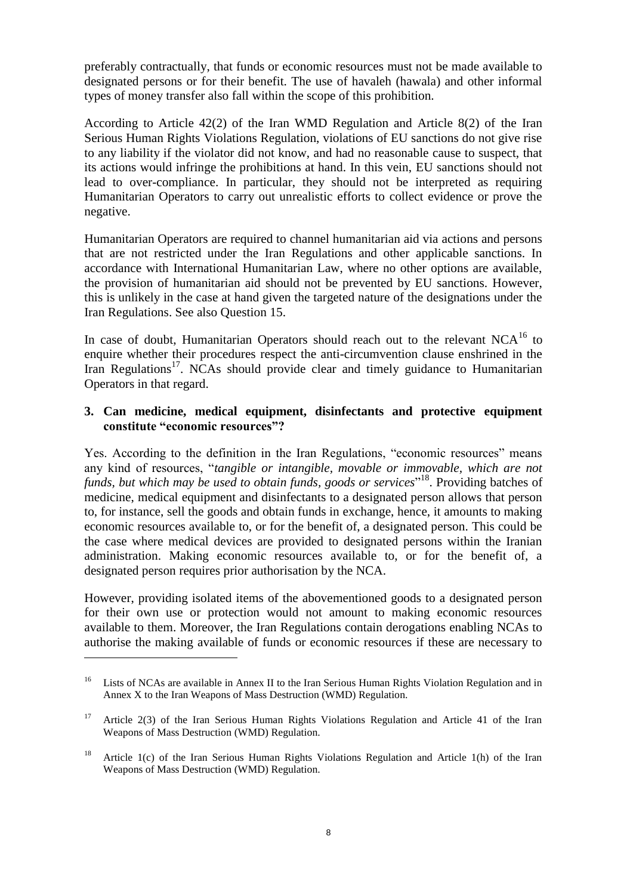preferably contractually, that funds or economic resources must not be made available to designated persons or for their benefit. The use of havaleh (hawala) and other informal types of money transfer also fall within the scope of this prohibition.

According to Article 42(2) of the Iran WMD Regulation and Article 8(2) of the Iran Serious Human Rights Violations Regulation, violations of EU sanctions do not give rise to any liability if the violator did not know, and had no reasonable cause to suspect, that its actions would infringe the prohibitions at hand. In this vein, EU sanctions should not lead to over-compliance. In particular, they should not be interpreted as requiring Humanitarian Operators to carry out unrealistic efforts to collect evidence or prove the negative.

Humanitarian Operators are required to channel humanitarian aid via actions and persons that are not restricted under the Iran Regulations and other applicable sanctions. In accordance with International Humanitarian Law, where no other options are available, the provision of humanitarian aid should not be prevented by EU sanctions. However, this is unlikely in the case at hand given the targeted nature of the designations under the Iran Regulations. See also Question 15.

In case of doubt, Humanitarian Operators should reach out to the relevant NCA[16] to enquire whether their procedures respect the anti-circumvention clause enshrined in the Iran Regulations[17]. NCAs should provide clear and timely guidance to Humanitarian Operators in that regard.

### 3. Can medicine, medical equipment, disinfectants and protective equipment constitute "economic resources"?

Yes. According to the definition in the Iran Regulations, "economic resources" means any kind of resources, "*tangible or intangible, movable or immovable, which are not funds, but which may be used to obtain funds, goods or services*"[18]. Providing batches of medicine, medical equipment and disinfectants to a designated person allows that person to, for instance, sell the goods and obtain funds in exchange, hence, it amounts to making economic resources available to, or for the benefit of, a designated person. This could be the case where medical devices are provided to designated persons within the Iranian administration. Making economic resources available to, or for the benefit of, a designated person requires prior authorisation by the NCA.

However, providing isolated items of the abovementioned goods to a designated person for their own use or protection would not amount to making economic resources available to them. Moreover, the Iran Regulations contain derogations enabling NCAs to authorise the making available of funds or economic resources if these are necessary to

---

[16] Lists of NCAs are available in Annex II to the Iran Serious Human Rights Violation Regulation and in Annex X to the Iran Weapons of Mass Destruction (WMD) Regulation.

[17] Article 2(3) of the Iran Serious Human Rights Violations Regulation and Article 41 of the Iran Weapons of Mass Destruction (WMD) Regulation.

[18] Article 1(c) of the Iran Serious Human Rights Violations Regulation and Article 1(h) of the Iran Weapons of Mass Destruction (WMD) Regulation.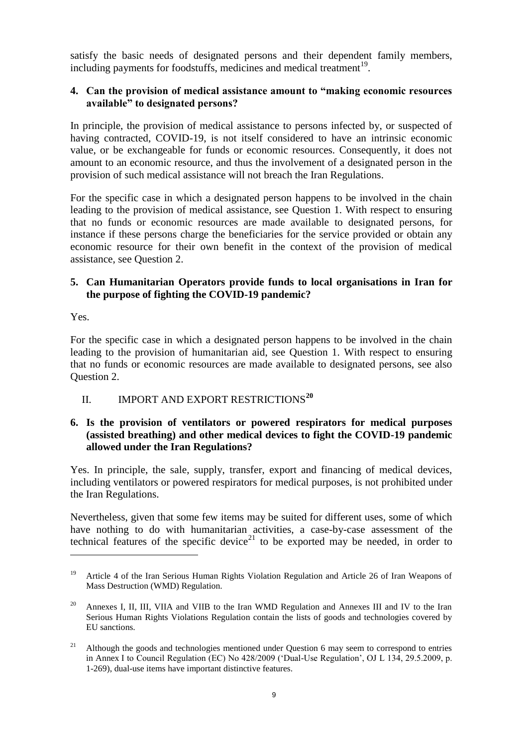satisfy the basic needs of designated persons and their dependent family members, including payments for foodstuffs, medicines and medical treatment[19].

### 4. Can the provision of medical assistance amount to "making economic resources available" to designated persons?

In principle, the provision of medical assistance to persons infected by, or suspected of having contracted, COVID-19, is not itself considered to have an intrinsic economic value, or be exchangeable for funds or economic resources. Consequently, it does not amount to an economic resource, and thus the involvement of a designated person in the provision of such medical assistance will not breach the Iran Regulations.

For the specific case in which a designated person happens to be involved in the chain leading to the provision of medical assistance, see Question 1. With respect to ensuring that no funds or economic resources are made available to designated persons, for instance if these persons charge the beneficiaries for the service provided or obtain any economic resource for their own benefit in the context of the provision of medical assistance, see Question 2.

### 5. Can Humanitarian Operators provide funds to local organisations in Iran for the purpose of fighting the COVID-19 pandemic?

Yes.

For the specific case in which a designated person happens to be involved in the chain leading to the provision of humanitarian aid, see Question 1. With respect to ensuring that no funds or economic resources are made available to designated persons, see also Question 2.

## II. IMPORT AND EXPORT RESTRICTIONS[20]

### 6. Is the provision of ventilators or powered respirators for medical purposes (assisted breathing) and other medical devices to fight the COVID-19 pandemic allowed under the Iran Regulations?

Yes. In principle, the sale, supply, transfer, export and financing of medical devices, including ventilators or powered respirators for medical purposes, is not prohibited under the Iran Regulations.

Nevertheless, given that some few items may be suited for different uses, some of which have nothing to do with humanitarian activities, a case-by-case assessment of the technical features of the specific device[21] to be exported may be needed, in order to

---

[19] Article 4 of the Iran Serious Human Rights Violation Regulation and Article 26 of Iran Weapons of Mass Destruction (WMD) Regulation.

[20] Annexes I, II, III, VIIA and VIIB to the Iran WMD Regulation and Annexes III and IV to the Iran Serious Human Rights Violations Regulation contain the lists of goods and technologies covered by EU sanctions.

[21] Although the goods and technologies mentioned under Question 6 may seem to correspond to entries in Annex I to Council Regulation (EC) No 428/2009 ('Dual-Use Regulation', OJ L 134, 29.5.2009, p. 1-269), dual-use items have important distinctive features.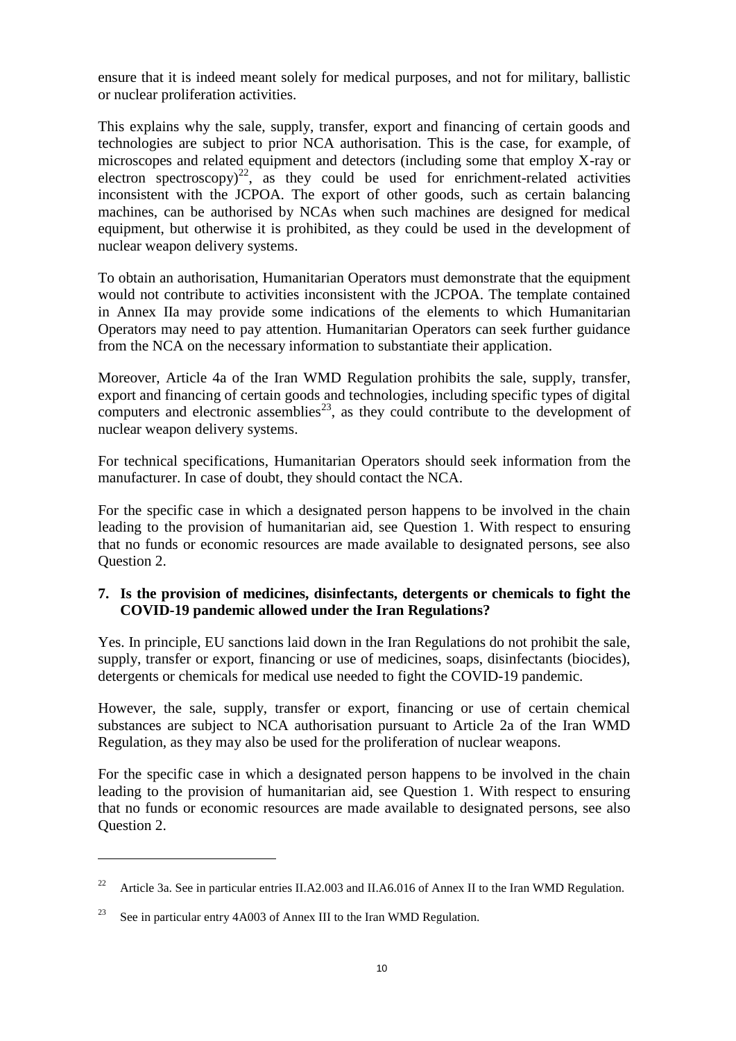ensure that it is indeed meant solely for medical purposes, and not for military, ballistic or nuclear proliferation activities.

This explains why the sale, supply, transfer, export and financing of certain goods and technologies are subject to prior NCA authorisation. This is the case, for example, of microscopes and related equipment and detectors (including some that employ X-ray or electron spectroscopy)[22], as they could be used for enrichment-related activities inconsistent with the JCPOA. The export of other goods, such as certain balancing machines, can be authorised by NCAs when such machines are designed for medical equipment, but otherwise it is prohibited, as they could be used in the development of nuclear weapon delivery systems.

To obtain an authorisation, Humanitarian Operators must demonstrate that the equipment would not contribute to activities inconsistent with the JCPOA. The template contained in Annex IIa may provide some indications of the elements to which Humanitarian Operators may need to pay attention. Humanitarian Operators can seek further guidance from the NCA on the necessary information to substantiate their application.

Moreover, Article 4a of the Iran WMD Regulation prohibits the sale, supply, transfer, export and financing of certain goods and technologies, including specific types of digital computers and electronic assemblies[23], as they could contribute to the development of nuclear weapon delivery systems.

For technical specifications, Humanitarian Operators should seek information from the manufacturer. In case of doubt, they should contact the NCA.

For the specific case in which a designated person happens to be involved in the chain leading to the provision of humanitarian aid, see Question 1. With respect to ensuring that no funds or economic resources are made available to designated persons, see also Question 2.

**7. Is the provision of medicines, disinfectants, detergents or chemicals to fight the COVID-19 pandemic allowed under the Iran Regulations?**

Yes. In principle, EU sanctions laid down in the Iran Regulations do not prohibit the sale, supply, transfer or export, financing or use of medicines, soaps, disinfectants (biocides), detergents or chemicals for medical use needed to fight the COVID-19 pandemic.

However, the sale, supply, transfer or export, financing or use of certain chemical substances are subject to NCA authorisation pursuant to Article 2a of the Iran WMD Regulation, as they may also be used for the proliferation of nuclear weapons.

For the specific case in which a designated person happens to be involved in the chain leading to the provision of humanitarian aid, see Question 1. With respect to ensuring that no funds or economic resources are made available to designated persons, see also Question 2.

---

[22] Article 3a. See in particular entries II.A2.003 and II.A6.016 of Annex II to the Iran WMD Regulation.

[23] See in particular entry 4A003 of Annex III to the Iran WMD Regulation.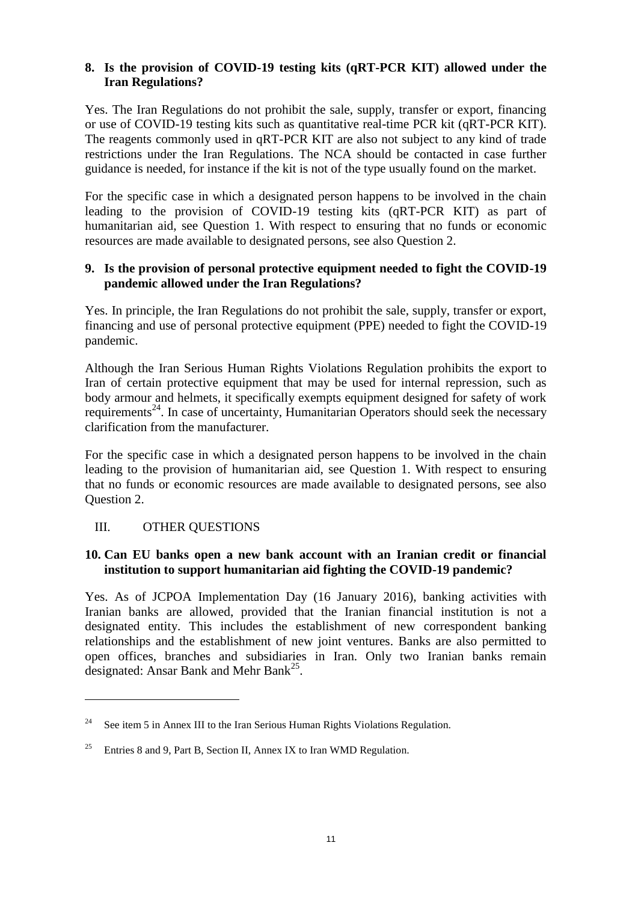### 8. Is the provision of COVID-19 testing kits (qRT-PCR KIT) allowed under the Iran Regulations?

Yes. The Iran Regulations do not prohibit the sale, supply, transfer or export, financing or use of COVID-19 testing kits such as quantitative real-time PCR kit (qRT-PCR KIT). The reagents commonly used in qRT-PCR KIT are also not subject to any kind of trade restrictions under the Iran Regulations. The NCA should be contacted in case further guidance is needed, for instance if the kit is not of the type usually found on the market.

For the specific case in which a designated person happens to be involved in the chain leading to the provision of COVID-19 testing kits (qRT-PCR KIT) as part of humanitarian aid, see Question 1. With respect to ensuring that no funds or economic resources are made available to designated persons, see also Question 2.

### 9. Is the provision of personal protective equipment needed to fight the COVID-19 pandemic allowed under the Iran Regulations?

Yes. In principle, the Iran Regulations do not prohibit the sale, supply, transfer or export, financing and use of personal protective equipment (PPE) needed to fight the COVID-19 pandemic.

Although the Iran Serious Human Rights Violations Regulation prohibits the export to Iran of certain protective equipment that may be used for internal repression, such as body armour and helmets, it specifically exempts equipment designed for safety of work requirements[24]. In case of uncertainty, Humanitarian Operators should seek the necessary clarification from the manufacturer.

For the specific case in which a designated person happens to be involved in the chain leading to the provision of humanitarian aid, see Question 1. With respect to ensuring that no funds or economic resources are made available to designated persons, see also Question 2.

## III. OTHER QUESTIONS

### 10. Can EU banks open a new bank account with an Iranian credit or financial institution to support humanitarian aid fighting the COVID-19 pandemic?

Yes. As of JCPOA Implementation Day (16 January 2016), banking activities with Iranian banks are allowed, provided that the Iranian financial institution is not a designated entity. This includes the establishment of new correspondent banking relationships and the establishment of new joint ventures. Banks are also permitted to open offices, branches and subsidiaries in Iran. Only two Iranian banks remain designated: Ansar Bank and Mehr Bank[25].

---

[24] See item 5 in Annex III to the Iran Serious Human Rights Violations Regulation.

[25] Entries 8 and 9, Part B, Section II, Annex IX to Iran WMD Regulation.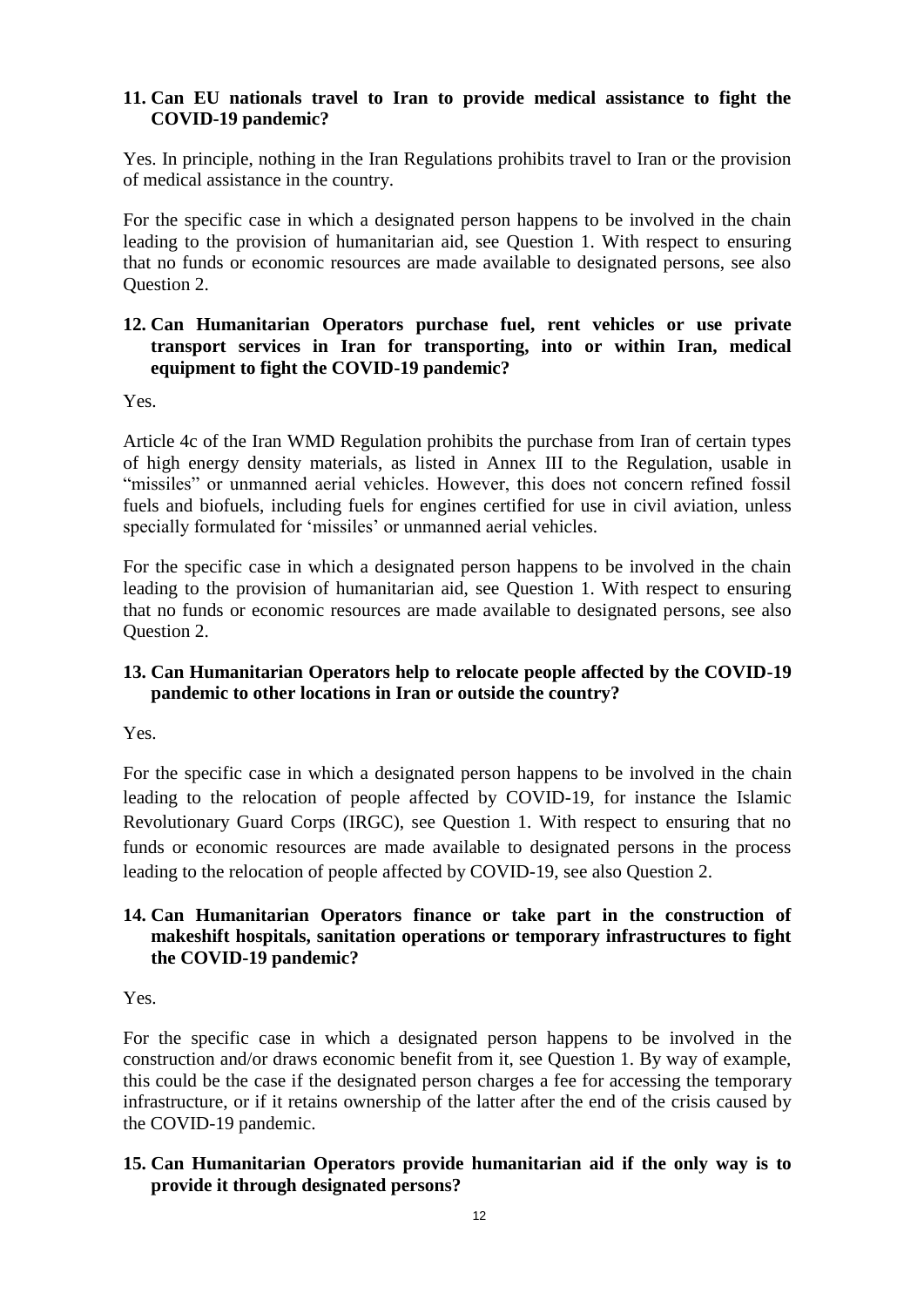## 11. Can EU nationals travel to Iran to provide medical assistance to fight the COVID-19 pandemic?

Yes. In principle, nothing in the Iran Regulations prohibits travel to Iran or the provision of medical assistance in the country.

For the specific case in which a designated person happens to be involved in the chain leading to the provision of humanitarian aid, see Question 1. With respect to ensuring that no funds or economic resources are made available to designated persons, see also Question 2.

## 12. Can Humanitarian Operators purchase fuel, rent vehicles or use private transport services in Iran for transporting, into or within Iran, medical equipment to fight the COVID-19 pandemic?

Yes.

Article 4c of the Iran WMD Regulation prohibits the purchase from Iran of certain types of high energy density materials, as listed in Annex III to the Regulation, usable in "missiles" or unmanned aerial vehicles. However, this does not concern refined fossil fuels and biofuels, including fuels for engines certified for use in civil aviation, unless specially formulated for 'missiles' or unmanned aerial vehicles.

For the specific case in which a designated person happens to be involved in the chain leading to the provision of humanitarian aid, see Question 1. With respect to ensuring that no funds or economic resources are made available to designated persons, see also Question 2.

## 13. Can Humanitarian Operators help to relocate people affected by the COVID-19 pandemic to other locations in Iran or outside the country?

Yes.

For the specific case in which a designated person happens to be involved in the chain leading to the relocation of people affected by COVID-19, for instance the Islamic Revolutionary Guard Corps (IRGC), see Question 1. With respect to ensuring that no funds or economic resources are made available to designated persons in the process leading to the relocation of people affected by COVID-19, see also Question 2.

## 14. Can Humanitarian Operators finance or take part in the construction of makeshift hospitals, sanitation operations or temporary infrastructures to fight the COVID-19 pandemic?

Yes.

For the specific case in which a designated person happens to be involved in the construction and/or draws economic benefit from it, see Question 1. By way of example, this could be the case if the designated person charges a fee for accessing the temporary infrastructure, or if it retains ownership of the latter after the end of the crisis caused by the COVID-19 pandemic.

## 15. Can Humanitarian Operators provide humanitarian aid if the only way is to provide it through designated persons?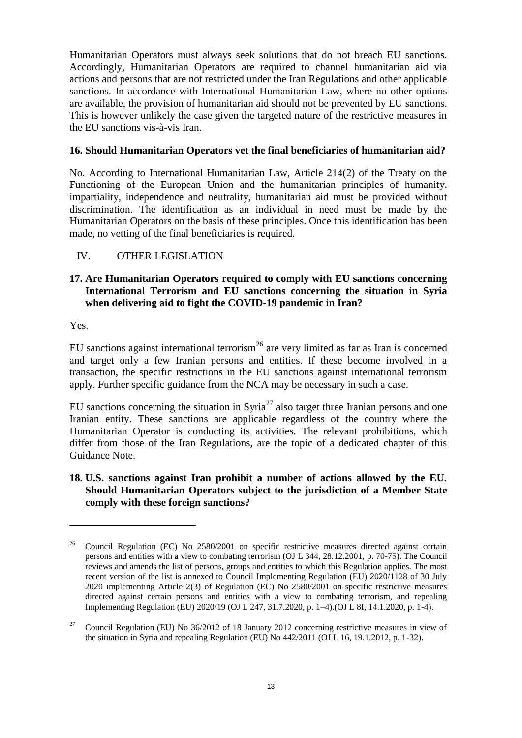Humanitarian Operators must always seek solutions that do not breach EU sanctions. Accordingly, Humanitarian Operators are required to channel humanitarian aid via actions and persons that are not restricted under the Iran Regulations and other applicable sanctions. In accordance with International Humanitarian Law, where no other options are available, the provision of humanitarian aid should not be prevented by EU sanctions. This is however unlikely the case given the targeted nature of the restrictive measures in the EU sanctions vis-à-vis Iran.

### 16. Should Humanitarian Operators vet the final beneficiaries of humanitarian aid?

No. According to International Humanitarian Law, Article 214(2) of the Treaty on the Functioning of the European Union and the humanitarian principles of humanity, impartiality, independence and neutrality, humanitarian aid must be provided without discrimination. The identification as an individual in need must be made by the Humanitarian Operators on the basis of these principles. Once this identification has been made, no vetting of the final beneficiaries is required.

## IV. OTHER LEGISLATION

### 17. Are Humanitarian Operators required to comply with EU sanctions concerning International Terrorism and EU sanctions concerning the situation in Syria when delivering aid to fight the COVID-19 pandemic in Iran?

Yes.

EU sanctions against international terrorism[26] are very limited as far as Iran is concerned and target only a few Iranian persons and entities. If these become involved in a transaction, the specific restrictions in the EU sanctions against international terrorism apply. Further specific guidance from the NCA may be necessary in such a case.

EU sanctions concerning the situation in Syria[27] also target three Iranian persons and one Iranian entity. These sanctions are applicable regardless of the country where the Humanitarian Operator is conducting its activities. The relevant prohibitions, which differ from those of the Iran Regulations, are the topic of a dedicated chapter of this Guidance Note.

### 18. U.S. sanctions against Iran prohibit a number of actions allowed by the EU. Should Humanitarian Operators subject to the jurisdiction of a Member State comply with these foreign sanctions?

---

[26] Council Regulation (EC) No 2580/2001 on specific restrictive measures directed against certain persons and entities with a view to combating terrorism (OJ L 344, 28.12.2001, p. 70-75). The Council reviews and amends the list of persons, groups and entities to which this Regulation applies. The most recent version of the list is annexed to Council Implementing Regulation (EU) 2020/1128 of 30 July 2020 implementing Article 2(3) of Regulation (EC) No 2580/2001 on specific restrictive measures directed against certain persons and entities with a view to combating terrorism, and repealing Implementing Regulation (EU) 2020/19 (OJ L 247, 31.7.2020, p. 1–4).(OJ L 8I, 14.1.2020, p. 1-4).

[27] Council Regulation (EU) No 36/2012 of 18 January 2012 concerning restrictive measures in view of the situation in Syria and repealing Regulation (EU) No 442/2011 (OJ L 16, 19.1.2012, p. 1-32).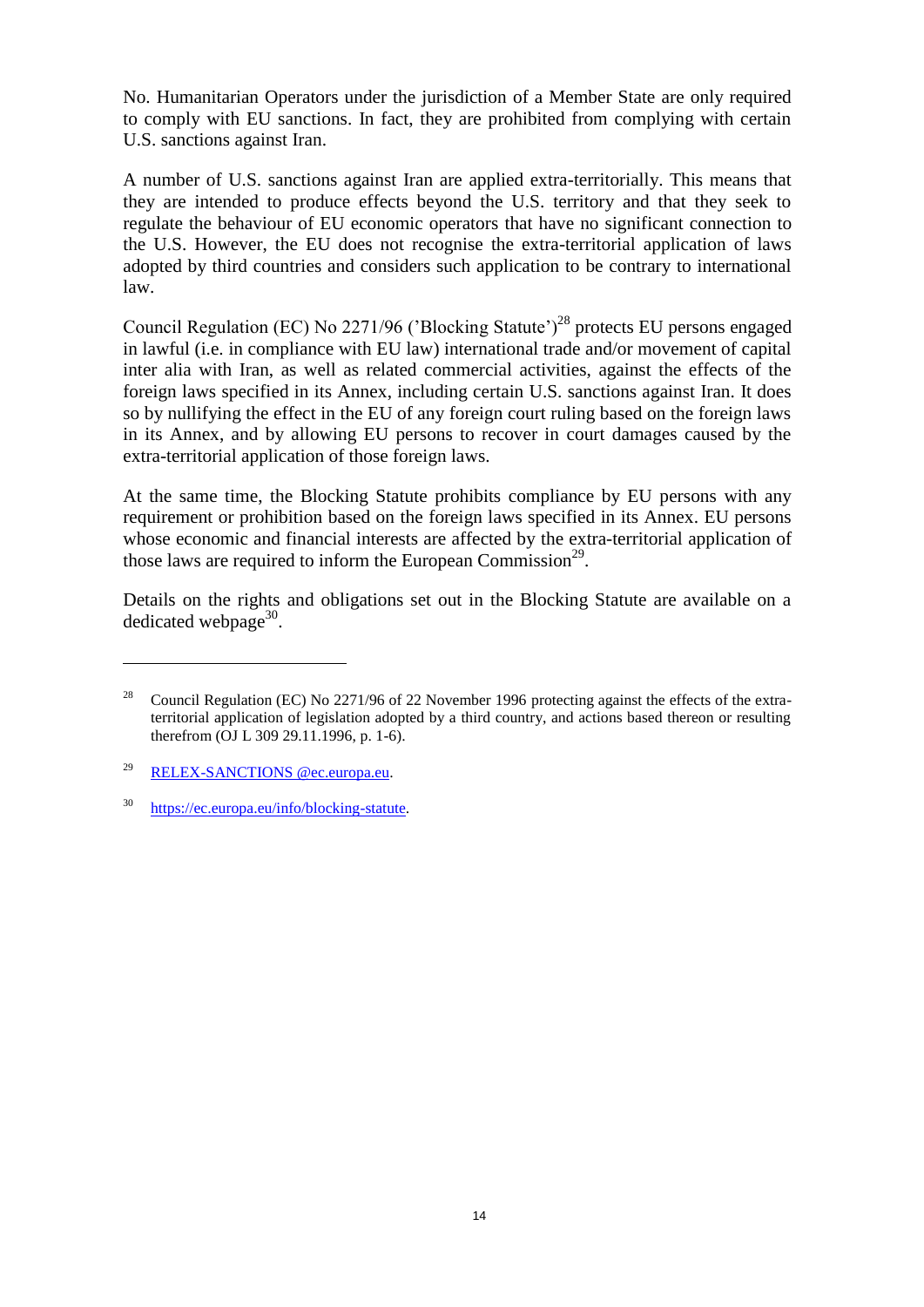No. Humanitarian Operators under the jurisdiction of a Member State are only required to comply with EU sanctions. In fact, they are prohibited from complying with certain U.S. sanctions against Iran.

A number of U.S. sanctions against Iran are applied extra-territorially. This means that they are intended to produce effects beyond the U.S. territory and that they seek to regulate the behaviour of EU economic operators that have no significant connection to the U.S. However, the EU does not recognise the extra-territorial application of laws adopted by third countries and considers such application to be contrary to international law.

Council Regulation (EC) No 2271/96 ('Blocking Statute')[28] protects EU persons engaged in lawful (i.e. in compliance with EU law) international trade and/or movement of capital inter alia with Iran, as well as related commercial activities, against the effects of the foreign laws specified in its Annex, including certain U.S. sanctions against Iran. It does so by nullifying the effect in the EU of any foreign court ruling based on the foreign laws in its Annex, and by allowing EU persons to recover in court damages caused by the extra-territorial application of those foreign laws.

At the same time, the Blocking Statute prohibits compliance by EU persons with any requirement or prohibition based on the foreign laws specified in its Annex. EU persons whose economic and financial interests are affected by the extra-territorial application of those laws are required to inform the European Commission[29].

Details on the rights and obligations set out in the Blocking Statute are available on a dedicated webpage[30].

---

[28] Council Regulation (EC) No 2271/96 of 22 November 1996 protecting against the effects of the extra-territorial application of legislation adopted by a third country, and actions based thereon or resulting therefrom (OJ L 309 29.11.1996, p. 1-6).

[29] RELEX-SANCTIONS @ec.europa.eu.

[30] https://ec.europa.eu/info/blocking-statute.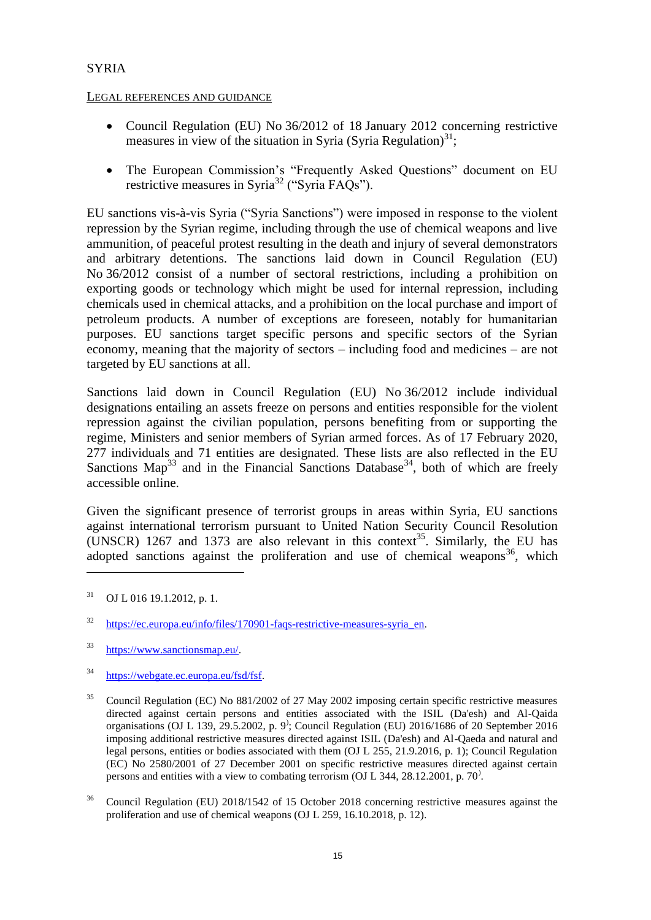## SYRIA

### LEGAL REFERENCES AND GUIDANCE

- Council Regulation (EU) No 36/2012 of 18 January 2012 concerning restrictive measures in view of the situation in Syria (Syria Regulation)[31];
- The European Commission's "Frequently Asked Questions" document on EU restrictive measures in Syria[32] ("Syria FAQs").

EU sanctions vis-à-vis Syria ("Syria Sanctions") were imposed in response to the violent repression by the Syrian regime, including through the use of chemical weapons and live ammunition, of peaceful protest resulting in the death and injury of several demonstrators and arbitrary detentions. The sanctions laid down in Council Regulation (EU) No 36/2012 consist of a number of sectoral restrictions, including a prohibition on exporting goods or technology which might be used for internal repression, including chemicals used in chemical attacks, and a prohibition on the local purchase and import of petroleum products. A number of exceptions are foreseen, notably for humanitarian purposes. EU sanctions target specific persons and specific sectors of the Syrian economy, meaning that the majority of sectors – including food and medicines – are not targeted by EU sanctions at all.

Sanctions laid down in Council Regulation (EU) No 36/2012 include individual designations entailing an assets freeze on persons and entities responsible for the violent repression against the civilian population, persons benefiting from or supporting the regime, Ministers and senior members of Syrian armed forces. As of 17 February 2020, 277 individuals and 71 entities are designated. These lists are also reflected in the EU Sanctions Map[33] and in the Financial Sanctions Database[34], both of which are freely accessible online.

Given the significant presence of terrorist groups in areas within Syria, EU sanctions against international terrorism pursuant to United Nation Security Council Resolution (UNSCR) 1267 and 1373 are also relevant in this context[35]. Similarly, the EU has adopted sanctions against the proliferation and use of chemical weapons[36], which

---

[31] OJ L 016 19.1.2012, p. 1.

[32] https://ec.europa.eu/info/files/170901-faqs-restrictive-measures-syria_en.

[33] https://www.sanctionsmap.eu/.

[34] https://webgate.ec.europa.eu/fsd/fsf.

[35] Council Regulation (EC) No 881/2002 of 27 May 2002 imposing certain specific restrictive measures directed against certain persons and entities associated with the ISIL (Da'esh) and Al-Qaida organisations (OJ L 139, 29.5.2002, p. 9); Council Regulation (EU) 2016/1686 of 20 September 2016 imposing additional restrictive measures directed against ISIL (Da'esh) and Al-Qaeda and natural and legal persons, entities or bodies associated with them (OJ L 255, 21.9.2016, p. 1); Council Regulation (EC) No 2580/2001 of 27 December 2001 on specific restrictive measures directed against certain persons and entities with a view to combating terrorism (OJ L 344, 28.12.2001, p. 70).

[36] Council Regulation (EU) 2018/1542 of 15 October 2018 concerning restrictive measures against the proliferation and use of chemical weapons (OJ L 259, 16.10.2018, p. 12).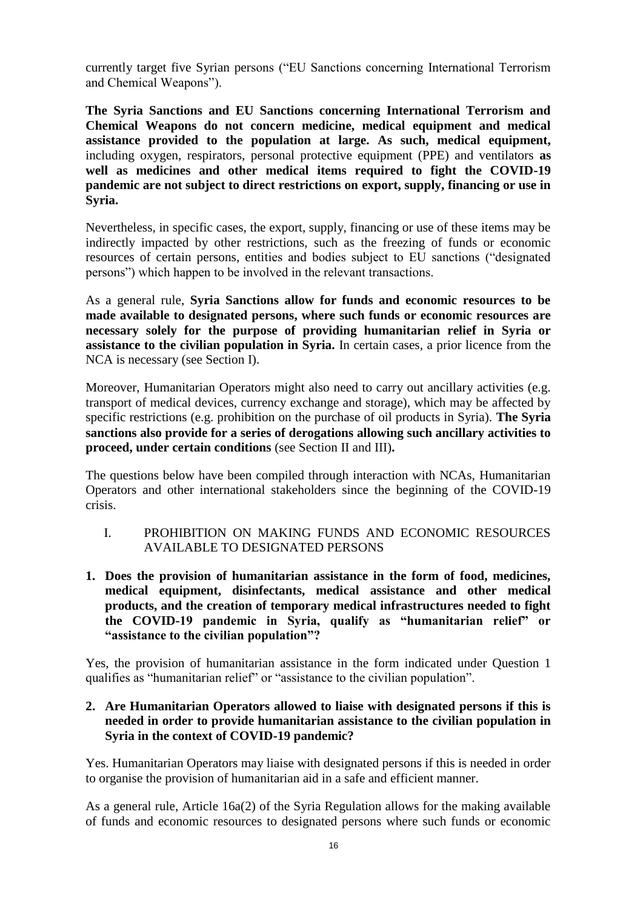currently target five Syrian persons ("EU Sanctions concerning International Terrorism and Chemical Weapons").

**The Syria Sanctions and EU Sanctions concerning International Terrorism and Chemical Weapons do not concern medicine, medical equipment and medical assistance provided to the population at large. As such, medical equipment,** including oxygen, respirators, personal protective equipment (PPE) and ventilators **as well as medicines and other medical items required to fight the COVID-19 pandemic are not subject to direct restrictions on export, supply, financing or use in Syria.**

Nevertheless, in specific cases, the export, supply, financing or use of these items may be indirectly impacted by other restrictions, such as the freezing of funds or economic resources of certain persons, entities and bodies subject to EU sanctions ("designated persons") which happen to be involved in the relevant transactions.

As a general rule, **Syria Sanctions allow for funds and economic resources to be made available to designated persons, where such funds or economic resources are necessary solely for the purpose of providing humanitarian relief in Syria or assistance to the civilian population in Syria.** In certain cases, a prior licence from the NCA is necessary (see Section I).

Moreover, Humanitarian Operators might also need to carry out ancillary activities (e.g. transport of medical devices, currency exchange and storage), which may be affected by specific restrictions (e.g. prohibition on the purchase of oil products in Syria). **The Syria sanctions also provide for a series of derogations allowing such ancillary activities to proceed, under certain conditions** (see Section II and III)**.**

The questions below have been compiled through interaction with NCAs, Humanitarian Operators and other international stakeholders since the beginning of the COVID-19 crisis.

## I. PROHIBITION ON MAKING FUNDS AND ECONOMIC RESOURCES AVAILABLE TO DESIGNATED PERSONS

**1. Does the provision of humanitarian assistance in the form of food, medicines, medical equipment, disinfectants, medical assistance and other medical products, and the creation of temporary medical infrastructures needed to fight the COVID-19 pandemic in Syria, qualify as "humanitarian relief" or "assistance to the civilian population"?**

Yes, the provision of humanitarian assistance in the form indicated under Question 1 qualifies as "humanitarian relief" or "assistance to the civilian population".

**2. Are Humanitarian Operators allowed to liaise with designated persons if this is needed in order to provide humanitarian assistance to the civilian population in Syria in the context of COVID-19 pandemic?**

Yes. Humanitarian Operators may liaise with designated persons if this is needed in order to organise the provision of humanitarian aid in a safe and efficient manner.

As a general rule, Article 16a(2) of the Syria Regulation allows for the making available of funds and economic resources to designated persons where such funds or economic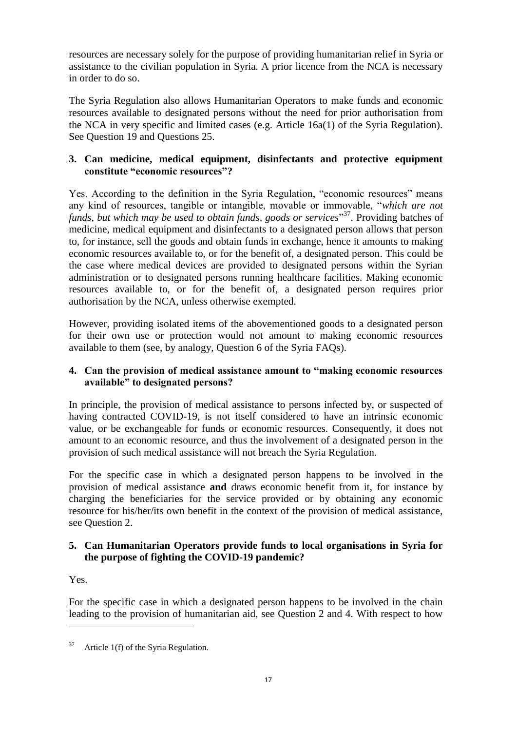resources are necessary solely for the purpose of providing humanitarian relief in Syria or assistance to the civilian population in Syria. A prior licence from the NCA is necessary in order to do so.

The Syria Regulation also allows Humanitarian Operators to make funds and economic resources available to designated persons without the need for prior authorisation from the NCA in very specific and limited cases (e.g. Article 16a(1) of the Syria Regulation). See Question 19 and Questions 25.

### 3. Can medicine, medical equipment, disinfectants and protective equipment constitute "economic resources"?

Yes. According to the definition in the Syria Regulation, "economic resources" means any kind of resources, tangible or intangible, movable or immovable, "*which are not funds, but which may be used to obtain funds, goods or services*"[37]. Providing batches of medicine, medical equipment and disinfectants to a designated person allows that person to, for instance, sell the goods and obtain funds in exchange, hence it amounts to making economic resources available to, or for the benefit of, a designated person. This could be the case where medical devices are provided to designated persons within the Syrian administration or to designated persons running healthcare facilities. Making economic resources available to, or for the benefit of, a designated person requires prior authorisation by the NCA, unless otherwise exempted.

However, providing isolated items of the abovementioned goods to a designated person for their own use or protection would not amount to making economic resources available to them (see, by analogy, Question 6 of the Syria FAQs).

### 4. Can the provision of medical assistance amount to "making economic resources available" to designated persons?

In principle, the provision of medical assistance to persons infected by, or suspected of having contracted COVID-19, is not itself considered to have an intrinsic economic value, or be exchangeable for funds or economic resources. Consequently, it does not amount to an economic resource, and thus the involvement of a designated person in the provision of such medical assistance will not breach the Syria Regulation.

For the specific case in which a designated person happens to be involved in the provision of medical assistance **and** draws economic benefit from it, for instance by charging the beneficiaries for the service provided or by obtaining any economic resource for his/her/its own benefit in the context of the provision of medical assistance, see Question 2.

### 5. Can Humanitarian Operators provide funds to local organisations in Syria for the purpose of fighting the COVID-19 pandemic?

Yes.

For the specific case in which a designated person happens to be involved in the chain leading to the provision of humanitarian aid, see Question 2 and 4. With respect to how

---

[37] Article 1(f) of the Syria Regulation.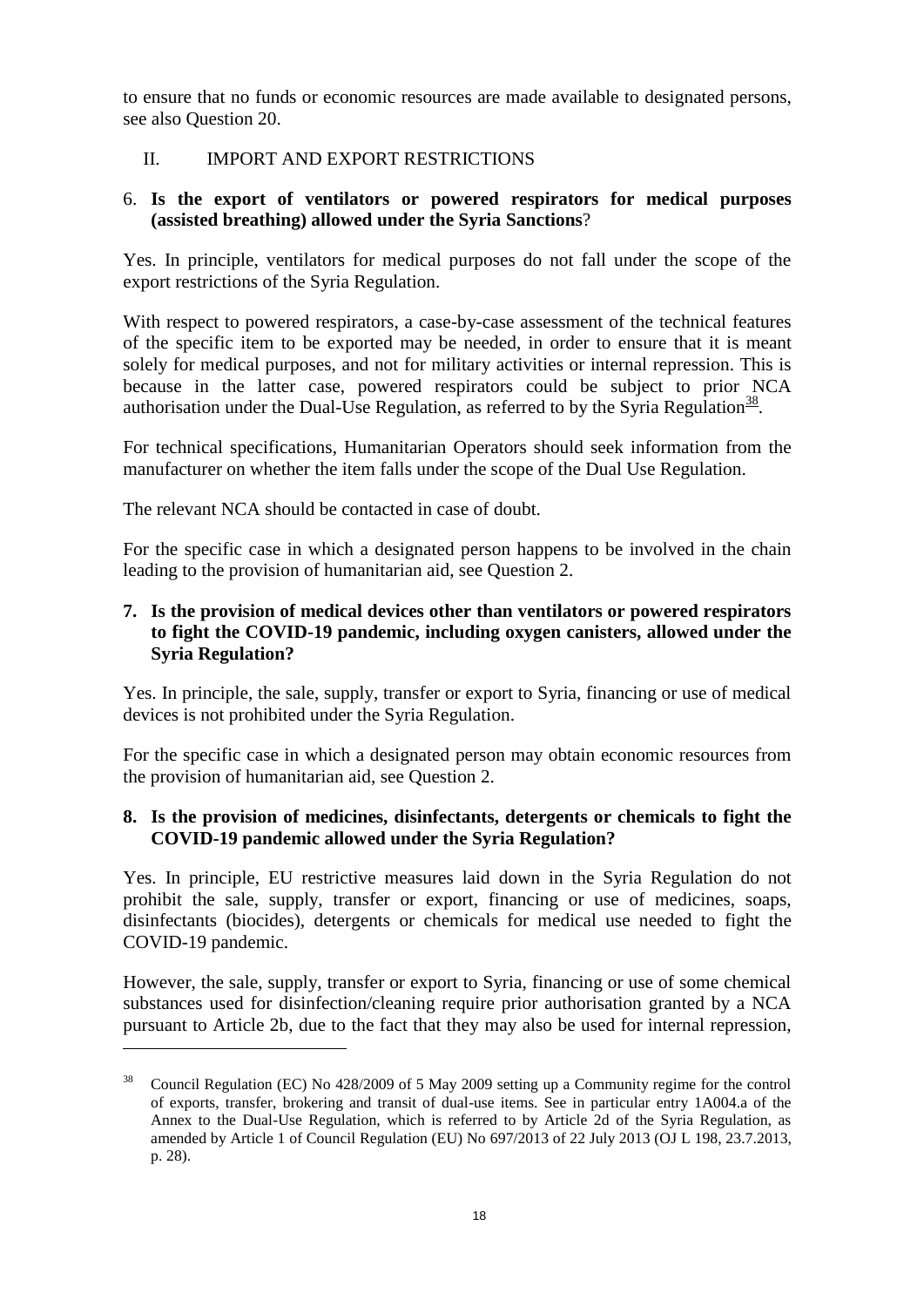to ensure that no funds or economic resources are made available to designated persons, see also Question 20.

## II. IMPORT AND EXPORT RESTRICTIONS

### 6. Is the export of ventilators or powered respirators for medical purposes (assisted breathing) allowed under the Syria Sanctions?

Yes. In principle, ventilators for medical purposes do not fall under the scope of the export restrictions of the Syria Regulation.

With respect to powered respirators, a case-by-case assessment of the technical features of the specific item to be exported may be needed, in order to ensure that it is meant solely for medical purposes, and not for military activities or internal repression. This is because in the latter case, powered respirators could be subject to prior NCA authorisation under the Dual-Use Regulation, as referred to by the Syria Regulation[38].

For technical specifications, Humanitarian Operators should seek information from the manufacturer on whether the item falls under the scope of the Dual Use Regulation.

The relevant NCA should be contacted in case of doubt.

For the specific case in which a designated person happens to be involved in the chain leading to the provision of humanitarian aid, see Question 2.

### 7. Is the provision of medical devices other than ventilators or powered respirators to fight the COVID-19 pandemic, including oxygen canisters, allowed under the Syria Regulation?

Yes. In principle, the sale, supply, transfer or export to Syria, financing or use of medical devices is not prohibited under the Syria Regulation.

For the specific case in which a designated person may obtain economic resources from the provision of humanitarian aid, see Question 2.

### 8. Is the provision of medicines, disinfectants, detergents or chemicals to fight the COVID-19 pandemic allowed under the Syria Regulation?

Yes. In principle, EU restrictive measures laid down in the Syria Regulation do not prohibit the sale, supply, transfer or export, financing or use of medicines, soaps, disinfectants (biocides), detergents or chemicals for medical use needed to fight the COVID-19 pandemic.

However, the sale, supply, transfer or export to Syria, financing or use of some chemical substances used for disinfection/cleaning require prior authorisation granted by a NCA pursuant to Article 2b, due to the fact that they may also be used for internal repression,

---

[38] Council Regulation (EC) No 428/2009 of 5 May 2009 setting up a Community regime for the control of exports, transfer, brokering and transit of dual-use items. See in particular entry 1A004.a of the Annex to the Dual-Use Regulation, which is referred to by Article 2d of the Syria Regulation, as amended by Article 1 of Council Regulation (EU) No 697/2013 of 22 July 2013 (OJ L 198, 23.7.2013, p. 28).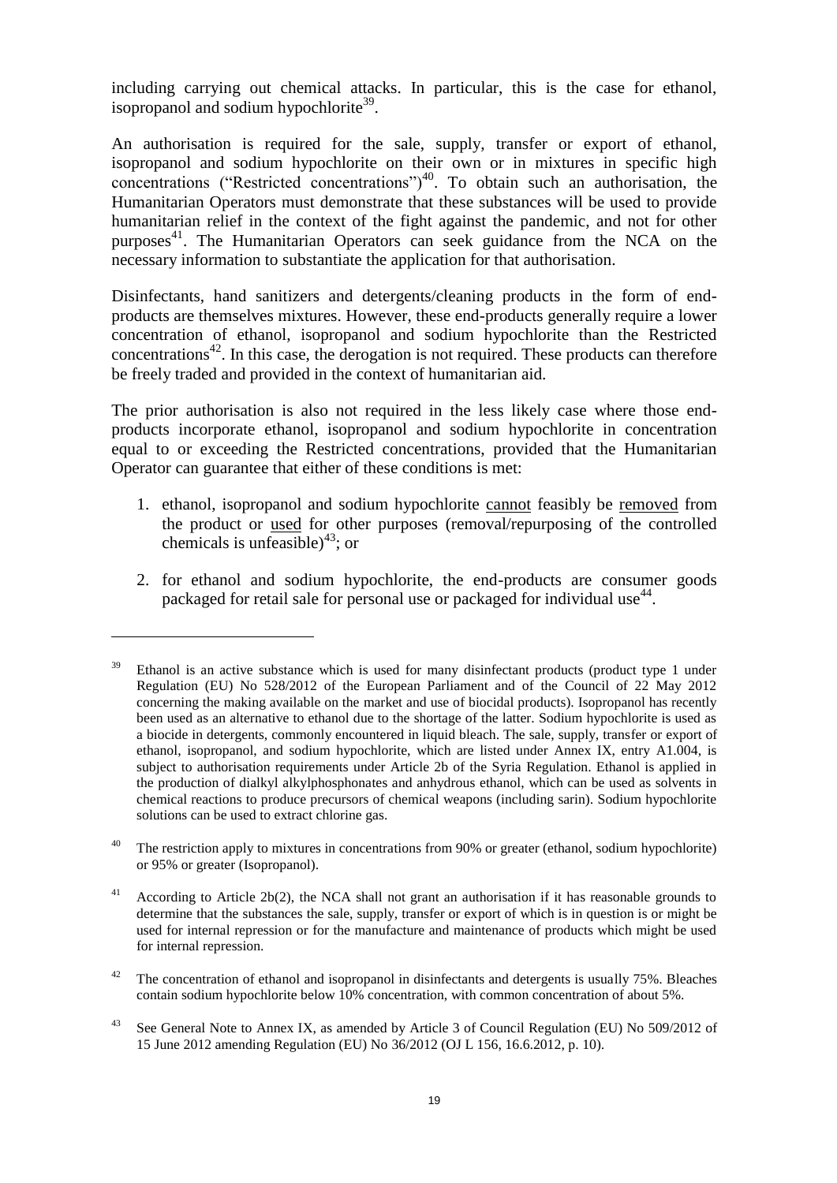including carrying out chemical attacks. In particular, this is the case for ethanol, isopropanol and sodium hypochlorite[39].

An authorisation is required for the sale, supply, transfer or export of ethanol, isopropanol and sodium hypochlorite on their own or in mixtures in specific high concentrations ("Restricted concentrations")[40]. To obtain such an authorisation, the Humanitarian Operators must demonstrate that these substances will be used to provide humanitarian relief in the context of the fight against the pandemic, and not for other purposes[41]. The Humanitarian Operators can seek guidance from the NCA on the necessary information to substantiate the application for that authorisation.

Disinfectants, hand sanitizers and detergents/cleaning products in the form of end-products are themselves mixtures. However, these end-products generally require a lower concentration of ethanol, isopropanol and sodium hypochlorite than the Restricted concentrations[42]. In this case, the derogation is not required. These products can therefore be freely traded and provided in the context of humanitarian aid.

The prior authorisation is also not required in the less likely case where those end-products incorporate ethanol, isopropanol and sodium hypochlorite in concentration equal to or exceeding the Restricted concentrations, provided that the Humanitarian Operator can guarantee that either of these conditions is met:

1. ethanol, isopropanol and sodium hypochlorite <u>cannot</u> feasibly be <u>removed</u> from the product or <u>used</u> for other purposes (removal/repurposing of the controlled chemicals is unfeasible)[43]; or

2. for ethanol and sodium hypochlorite, the end-products are consumer goods packaged for retail sale for personal use or packaged for individual use[44].

---

[39] Ethanol is an active substance which is used for many disinfectant products (product type 1 under Regulation (EU) No 528/2012 of the European Parliament and of the Council of 22 May 2012 concerning the making available on the market and use of biocidal products). Isopropanol has recently been used as an alternative to ethanol due to the shortage of the latter. Sodium hypochlorite is used as a biocide in detergents, commonly encountered in liquid bleach. The sale, supply, transfer or export of ethanol, isopropanol, and sodium hypochlorite, which are listed under Annex IX, entry A1.004, is subject to authorisation requirements under Article 2b of the Syria Regulation. Ethanol is applied in the production of dialkyl alkylphosphonates and anhydrous ethanol, which can be used as solvents in chemical reactions to produce precursors of chemical weapons (including sarin). Sodium hypochlorite solutions can be used to extract chlorine gas.

[40] The restriction apply to mixtures in concentrations from 90% or greater (ethanol, sodium hypochlorite) or 95% or greater (Isopropanol).

[41] According to Article 2b(2), the NCA shall not grant an authorisation if it has reasonable grounds to determine that the substances the sale, supply, transfer or export of which is in question is or might be used for internal repression or for the manufacture and maintenance of products which might be used for internal repression.

[42] The concentration of ethanol and isopropanol in disinfectants and detergents is usually 75%. Bleaches contain sodium hypochlorite below 10% concentration, with common concentration of about 5%.

[43] See General Note to Annex IX, as amended by Article 3 of Council Regulation (EU) No 509/2012 of 15 June 2012 amending Regulation (EU) No 36/2012 (OJ L 156, 16.6.2012, p. 10).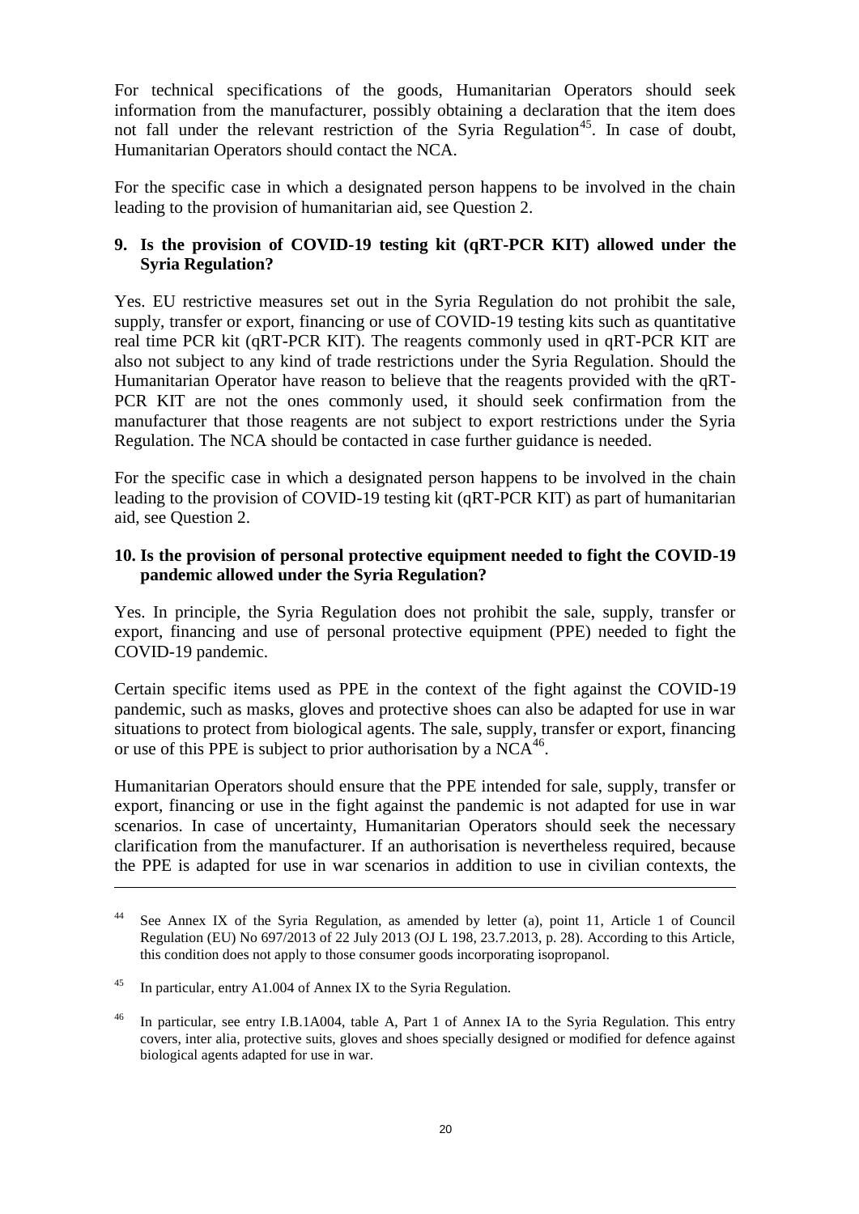For technical specifications of the goods, Humanitarian Operators should seek information from the manufacturer, possibly obtaining a declaration that the item does not fall under the relevant restriction of the Syria Regulation[45]. In case of doubt, Humanitarian Operators should contact the NCA.

For the specific case in which a designated person happens to be involved in the chain leading to the provision of humanitarian aid, see Question 2.

### 9. Is the provision of COVID-19 testing kit (qRT-PCR KIT) allowed under the Syria Regulation?

Yes. EU restrictive measures set out in the Syria Regulation do not prohibit the sale, supply, transfer or export, financing or use of COVID-19 testing kits such as quantitative real time PCR kit (qRT-PCR KIT). The reagents commonly used in qRT-PCR KIT are also not subject to any kind of trade restrictions under the Syria Regulation. Should the Humanitarian Operator have reason to believe that the reagents provided with the qRT-PCR KIT are not the ones commonly used, it should seek confirmation from the manufacturer that those reagents are not subject to export restrictions under the Syria Regulation. The NCA should be contacted in case further guidance is needed.

For the specific case in which a designated person happens to be involved in the chain leading to the provision of COVID-19 testing kit (qRT-PCR KIT) as part of humanitarian aid, see Question 2.

### 10. Is the provision of personal protective equipment needed to fight the COVID-19 pandemic allowed under the Syria Regulation?

Yes. In principle, the Syria Regulation does not prohibit the sale, supply, transfer or export, financing and use of personal protective equipment (PPE) needed to fight the COVID-19 pandemic.

Certain specific items used as PPE in the context of the fight against the COVID-19 pandemic, such as masks, gloves and protective shoes can also be adapted for use in war situations to protect from biological agents. The sale, supply, transfer or export, financing or use of this PPE is subject to prior authorisation by a NCA[46].

Humanitarian Operators should ensure that the PPE intended for sale, supply, transfer or export, financing or use in the fight against the pandemic is not adapted for use in war scenarios. In case of uncertainty, Humanitarian Operators should seek the necessary clarification from the manufacturer. If an authorisation is nevertheless required, because the PPE is adapted for use in war scenarios in addition to use in civilian contexts, the

---

[44] See Annex IX of the Syria Regulation, as amended by letter (a), point 11, Article 1 of Council Regulation (EU) No 697/2013 of 22 July 2013 (OJ L 198, 23.7.2013, p. 28). According to this Article, this condition does not apply to those consumer goods incorporating isopropanol.

[45] In particular, entry A1.004 of Annex IX to the Syria Regulation.

[46] In particular, see entry I.B.1A004, table A, Part 1 of Annex IA to the Syria Regulation. This entry covers, inter alia, protective suits, gloves and shoes specially designed or modified for defence against biological agents adapted for use in war.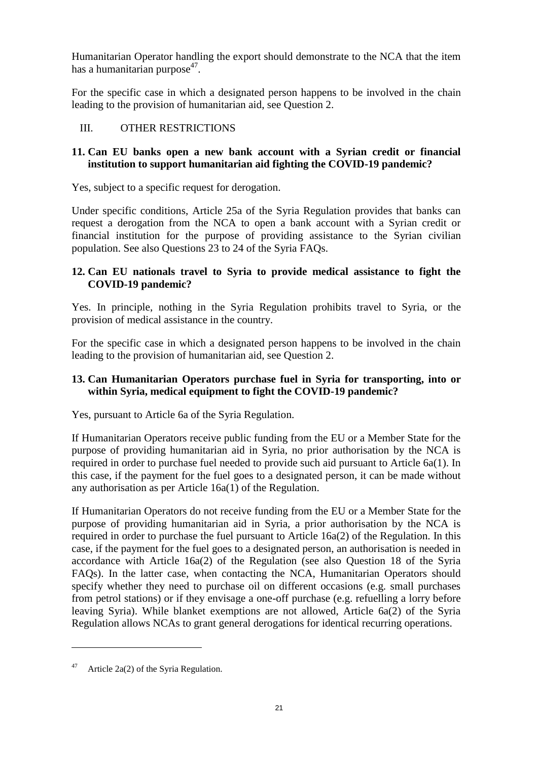Humanitarian Operator handling the export should demonstrate to the NCA that the item has a humanitarian purpose[47].

For the specific case in which a designated person happens to be involved in the chain leading to the provision of humanitarian aid, see Question 2.

## III. OTHER RESTRICTIONS

### 11. Can EU banks open a new bank account with a Syrian credit or financial institution to support humanitarian aid fighting the COVID-19 pandemic?

Yes, subject to a specific request for derogation.

Under specific conditions, Article 25a of the Syria Regulation provides that banks can request a derogation from the NCA to open a bank account with a Syrian credit or financial institution for the purpose of providing assistance to the Syrian civilian population. See also Questions 23 to 24 of the Syria FAQs.

### 12. Can EU nationals travel to Syria to provide medical assistance to fight the COVID-19 pandemic?

Yes. In principle, nothing in the Syria Regulation prohibits travel to Syria, or the provision of medical assistance in the country.

For the specific case in which a designated person happens to be involved in the chain leading to the provision of humanitarian aid, see Question 2.

### 13. Can Humanitarian Operators purchase fuel in Syria for transporting, into or within Syria, medical equipment to fight the COVID-19 pandemic?

Yes, pursuant to Article 6a of the Syria Regulation.

If Humanitarian Operators receive public funding from the EU or a Member State for the purpose of providing humanitarian aid in Syria, no prior authorisation by the NCA is required in order to purchase fuel needed to provide such aid pursuant to Article 6a(1). In this case, if the payment for the fuel goes to a designated person, it can be made without any authorisation as per Article 16a(1) of the Regulation.

If Humanitarian Operators do not receive funding from the EU or a Member State for the purpose of providing humanitarian aid in Syria, a prior authorisation by the NCA is required in order to purchase the fuel pursuant to Article 16a(2) of the Regulation. In this case, if the payment for the fuel goes to a designated person, an authorisation is needed in accordance with Article 16a(2) of the Regulation (see also Question 18 of the Syria FAQs). In the latter case, when contacting the NCA, Humanitarian Operators should specify whether they need to purchase oil on different occasions (e.g. small purchases from petrol stations) or if they envisage a one-off purchase (e.g. refuelling a lorry before leaving Syria). While blanket exemptions are not allowed, Article 6a(2) of the Syria Regulation allows NCAs to grant general derogations for identical recurring operations.

---

[47] Article 2a(2) of the Syria Regulation.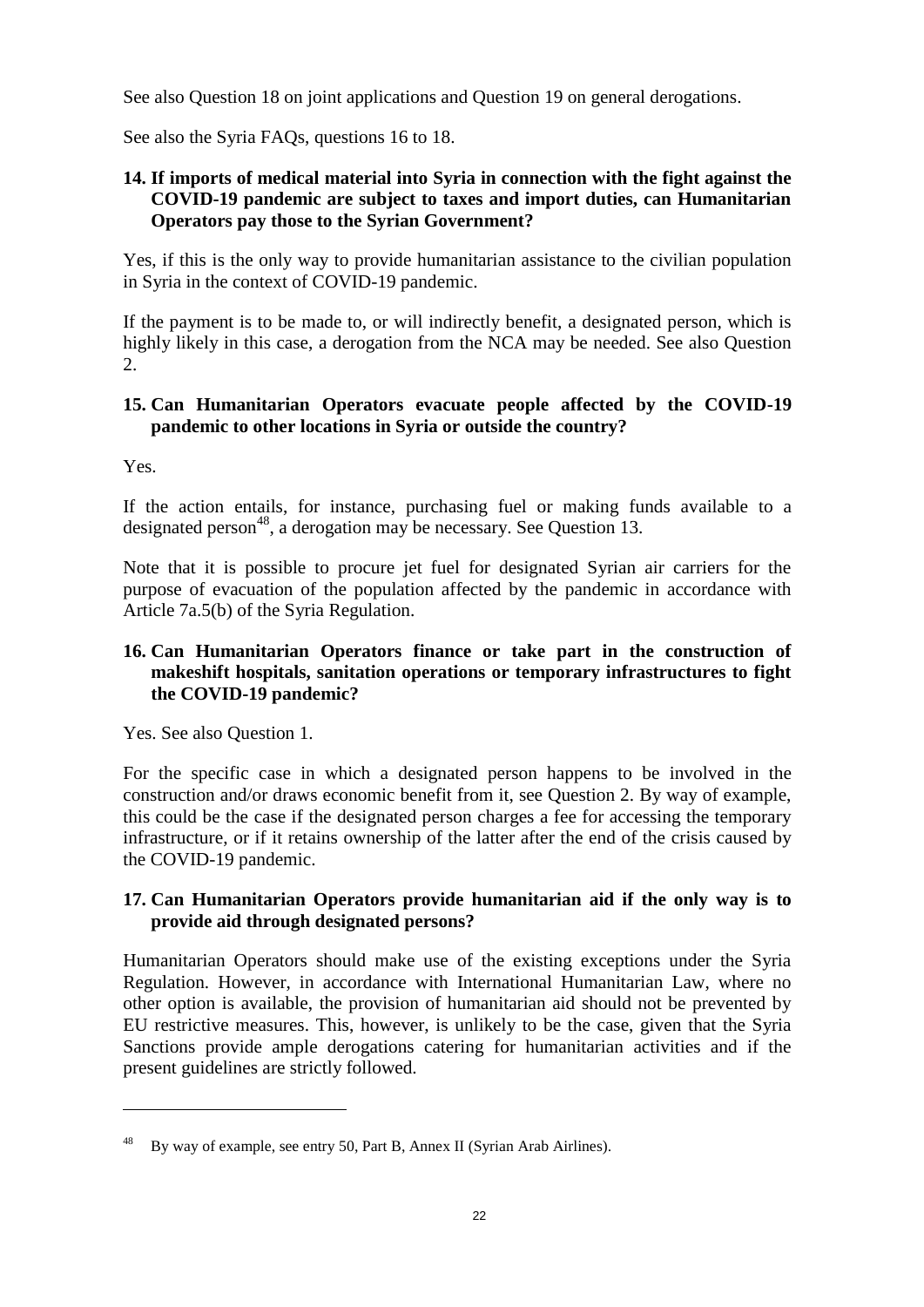See also Question 18 on joint applications and Question 19 on general derogations.

See also the Syria FAQs, questions 16 to 18.

**14. If imports of medical material into Syria in connection with the fight against the COVID-19 pandemic are subject to taxes and import duties, can Humanitarian Operators pay those to the Syrian Government?**

Yes, if this is the only way to provide humanitarian assistance to the civilian population in Syria in the context of COVID-19 pandemic.

If the payment is to be made to, or will indirectly benefit, a designated person, which is highly likely in this case, a derogation from the NCA may be needed. See also Question 2.

**15. Can Humanitarian Operators evacuate people affected by the COVID-19 pandemic to other locations in Syria or outside the country?**

Yes.

If the action entails, for instance, purchasing fuel or making funds available to a designated person[48], a derogation may be necessary. See Question 13.

Note that it is possible to procure jet fuel for designated Syrian air carriers for the purpose of evacuation of the population affected by the pandemic in accordance with Article 7a.5(b) of the Syria Regulation.

**16. Can Humanitarian Operators finance or take part in the construction of makeshift hospitals, sanitation operations or temporary infrastructures to fight the COVID-19 pandemic?**

Yes. See also Question 1.

For the specific case in which a designated person happens to be involved in the construction and/or draws economic benefit from it, see Question 2. By way of example, this could be the case if the designated person charges a fee for accessing the temporary infrastructure, or if it retains ownership of the latter after the end of the crisis caused by the COVID-19 pandemic.

**17. Can Humanitarian Operators provide humanitarian aid if the only way is to provide aid through designated persons?**

Humanitarian Operators should make use of the existing exceptions under the Syria Regulation. However, in accordance with International Humanitarian Law, where no other option is available, the provision of humanitarian aid should not be prevented by EU restrictive measures. This, however, is unlikely to be the case, given that the Syria Sanctions provide ample derogations catering for humanitarian activities and if the present guidelines are strictly followed.

---

[48] By way of example, see entry 50, Part B, Annex II (Syrian Arab Airlines).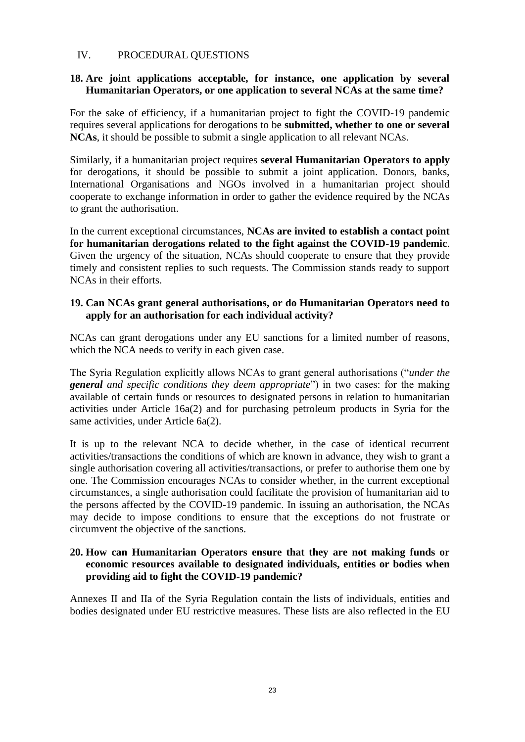## IV. PROCEDURAL QUESTIONS

### 18. Are joint applications acceptable, for instance, one application by several Humanitarian Operators, or one application to several NCAs at the same time?

For the sake of efficiency, if a humanitarian project to fight the COVID-19 pandemic requires several applications for derogations to be **submitted, whether to one or several NCAs**, it should be possible to submit a single application to all relevant NCAs.

Similarly, if a humanitarian project requires **several Humanitarian Operators to apply** for derogations, it should be possible to submit a joint application. Donors, banks, International Organisations and NGOs involved in a humanitarian project should cooperate to exchange information in order to gather the evidence required by the NCAs to grant the authorisation.

In the current exceptional circumstances, **NCAs are invited to establish a contact point for humanitarian derogations related to the fight against the COVID-19 pandemic**. Given the urgency of the situation, NCAs should cooperate to ensure that they provide timely and consistent replies to such requests. The Commission stands ready to support NCAs in their efforts.

### 19. Can NCAs grant general authorisations, or do Humanitarian Operators need to apply for an authorisation for each individual activity?

NCAs can grant derogations under any EU sanctions for a limited number of reasons, which the NCA needs to verify in each given case.

The Syria Regulation explicitly allows NCAs to grant general authorisations ("*under the **general** and specific conditions they deem appropriate*") in two cases: for the making available of certain funds or resources to designated persons in relation to humanitarian activities under Article 16a(2) and for purchasing petroleum products in Syria for the same activities, under Article 6a(2).

It is up to the relevant NCA to decide whether, in the case of identical recurrent activities/transactions the conditions of which are known in advance, they wish to grant a single authorisation covering all activities/transactions, or prefer to authorise them one by one. The Commission encourages NCAs to consider whether, in the current exceptional circumstances, a single authorisation could facilitate the provision of humanitarian aid to the persons affected by the COVID-19 pandemic. In issuing an authorisation, the NCAs may decide to impose conditions to ensure that the exceptions do not frustrate or circumvent the objective of the sanctions.

### 20. How can Humanitarian Operators ensure that they are not making funds or economic resources available to designated individuals, entities or bodies when providing aid to fight the COVID-19 pandemic?

Annexes II and IIa of the Syria Regulation contain the lists of individuals, entities and bodies designated under EU restrictive measures. These lists are also reflected in the EU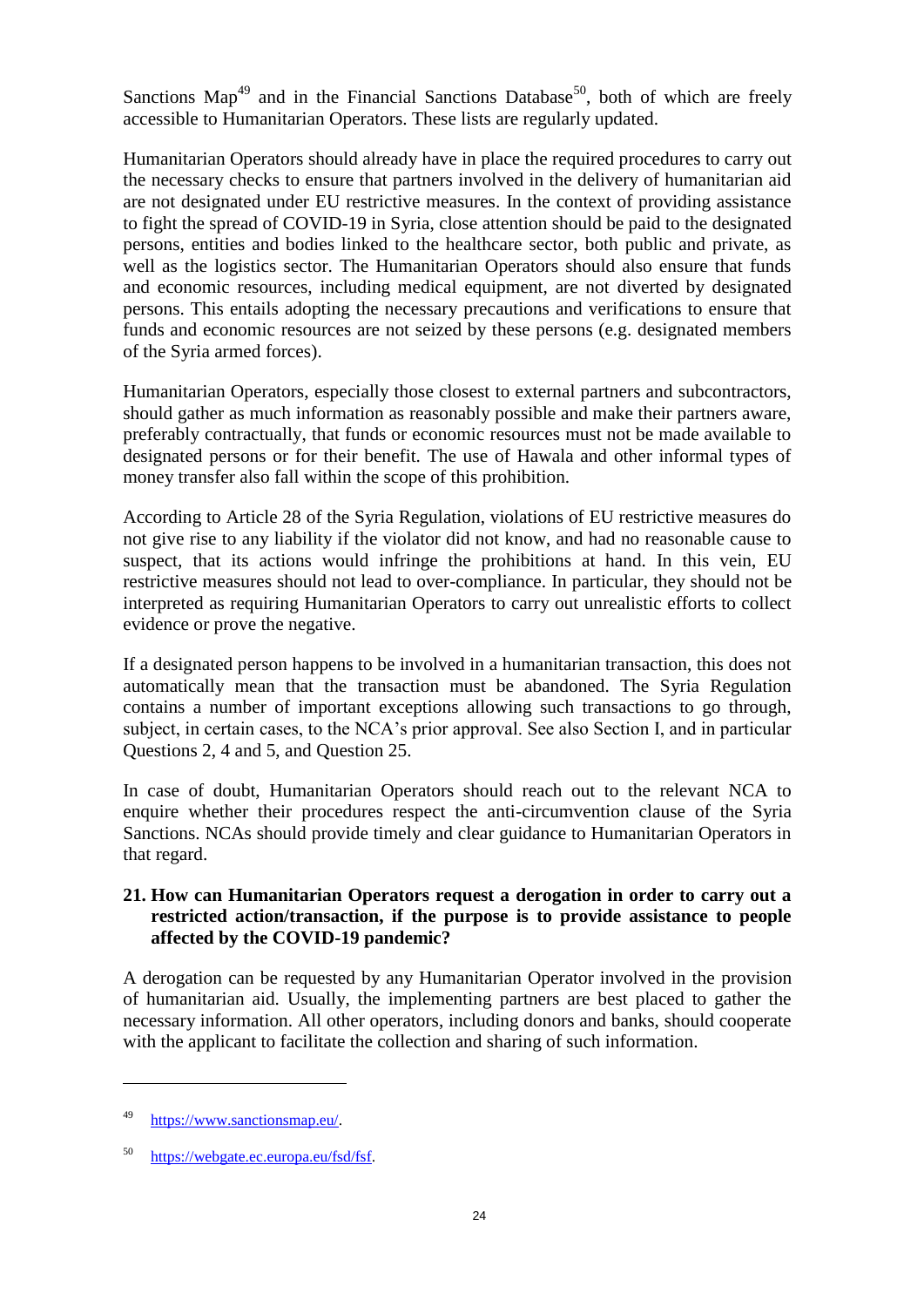Sanctions Map[49] and in the Financial Sanctions Database[50], both of which are freely accessible to Humanitarian Operators. These lists are regularly updated.

Humanitarian Operators should already have in place the required procedures to carry out the necessary checks to ensure that partners involved in the delivery of humanitarian aid are not designated under EU restrictive measures. In the context of providing assistance to fight the spread of COVID-19 in Syria, close attention should be paid to the designated persons, entities and bodies linked to the healthcare sector, both public and private, as well as the logistics sector. The Humanitarian Operators should also ensure that funds and economic resources, including medical equipment, are not diverted by designated persons. This entails adopting the necessary precautions and verifications to ensure that funds and economic resources are not seized by these persons (e.g. designated members of the Syria armed forces).

Humanitarian Operators, especially those closest to external partners and subcontractors, should gather as much information as reasonably possible and make their partners aware, preferably contractually, that funds or economic resources must not be made available to designated persons or for their benefit. The use of Hawala and other informal types of money transfer also fall within the scope of this prohibition.

According to Article 28 of the Syria Regulation, violations of EU restrictive measures do not give rise to any liability if the violator did not know, and had no reasonable cause to suspect, that its actions would infringe the prohibitions at hand. In this vein, EU restrictive measures should not lead to over-compliance. In particular, they should not be interpreted as requiring Humanitarian Operators to carry out unrealistic efforts to collect evidence or prove the negative.

If a designated person happens to be involved in a humanitarian transaction, this does not automatically mean that the transaction must be abandoned. The Syria Regulation contains a number of important exceptions allowing such transactions to go through, subject, in certain cases, to the NCA's prior approval. See also Section I, and in particular Questions 2, 4 and 5, and Question 25.

In case of doubt, Humanitarian Operators should reach out to the relevant NCA to enquire whether their procedures respect the anti-circumvention clause of the Syria Sanctions. NCAs should provide timely and clear guidance to Humanitarian Operators in that regard.

### 21. How can Humanitarian Operators request a derogation in order to carry out a restricted action/transaction, if the purpose is to provide assistance to people affected by the COVID-19 pandemic?

A derogation can be requested by any Humanitarian Operator involved in the provision of humanitarian aid. Usually, the implementing partners are best placed to gather the necessary information. All other operators, including donors and banks, should cooperate with the applicant to facilitate the collection and sharing of such information.

---

[49] https://www.sanctionsmap.eu/.

[50] https://webgate.ec.europa.eu/fsd/fsf.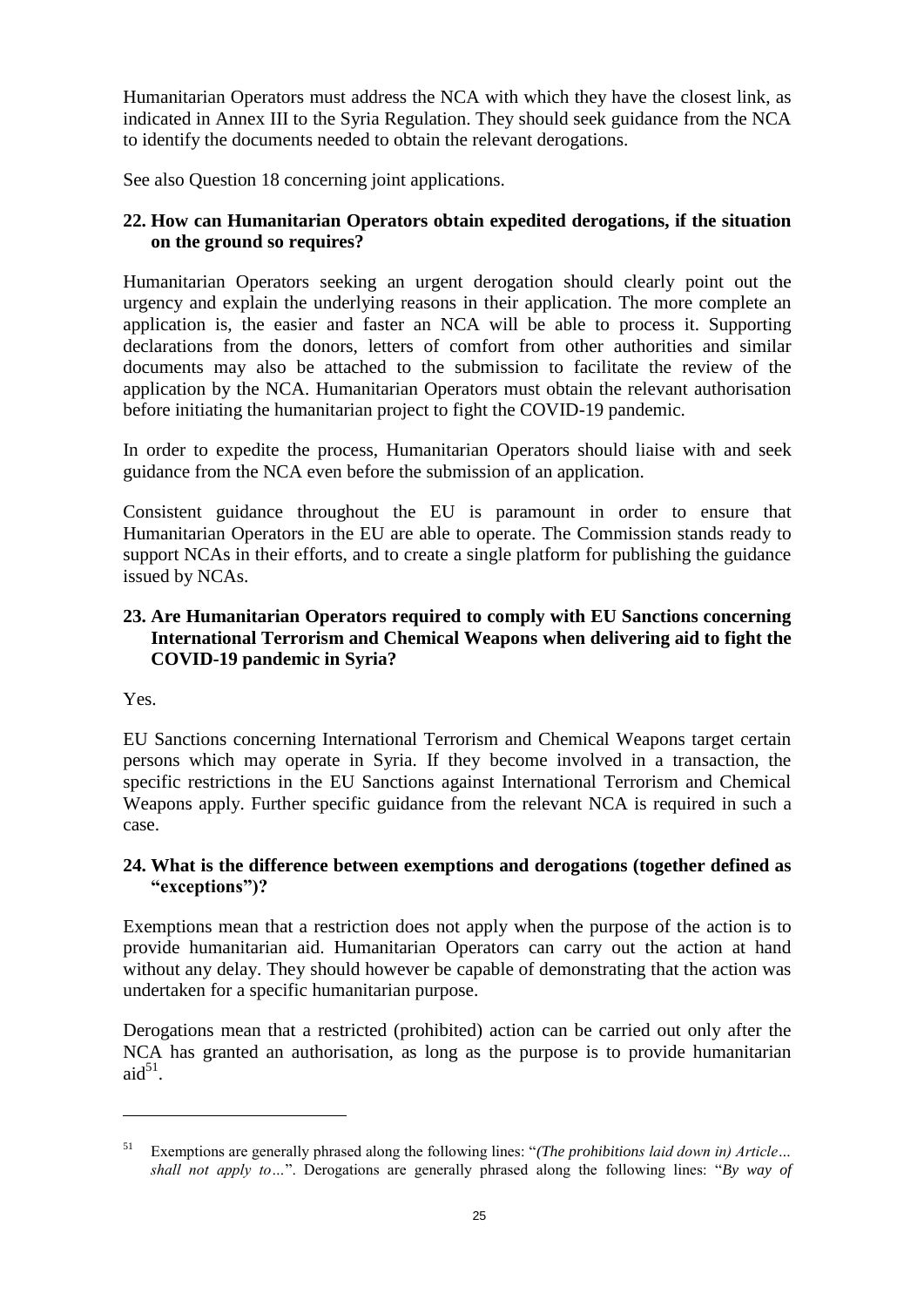Humanitarian Operators must address the NCA with which they have the closest link, as indicated in Annex III to the Syria Regulation. They should seek guidance from the NCA to identify the documents needed to obtain the relevant derogations.

See also Question 18 concerning joint applications.

### 22. How can Humanitarian Operators obtain expedited derogations, if the situation on the ground so requires?

Humanitarian Operators seeking an urgent derogation should clearly point out the urgency and explain the underlying reasons in their application. The more complete an application is, the easier and faster an NCA will be able to process it. Supporting declarations from the donors, letters of comfort from other authorities and similar documents may also be attached to the submission to facilitate the review of the application by the NCA. Humanitarian Operators must obtain the relevant authorisation before initiating the humanitarian project to fight the COVID-19 pandemic.

In order to expedite the process, Humanitarian Operators should liaise with and seek guidance from the NCA even before the submission of an application.

Consistent guidance throughout the EU is paramount in order to ensure that Humanitarian Operators in the EU are able to operate. The Commission stands ready to support NCAs in their efforts, and to create a single platform for publishing the guidance issued by NCAs.

### 23. Are Humanitarian Operators required to comply with EU Sanctions concerning International Terrorism and Chemical Weapons when delivering aid to fight the COVID-19 pandemic in Syria?

Yes.

EU Sanctions concerning International Terrorism and Chemical Weapons target certain persons which may operate in Syria. If they become involved in a transaction, the specific restrictions in the EU Sanctions against International Terrorism and Chemical Weapons apply. Further specific guidance from the relevant NCA is required in such a case.

### 24. What is the difference between exemptions and derogations (together defined as "exceptions")?

Exemptions mean that a restriction does not apply when the purpose of the action is to provide humanitarian aid. Humanitarian Operators can carry out the action at hand without any delay. They should however be capable of demonstrating that the action was undertaken for a specific humanitarian purpose.

Derogations mean that a restricted (prohibited) action can be carried out only after the NCA has granted an authorisation, as long as the purpose is to provide humanitarian aid[51].

---

[51] Exemptions are generally phrased along the following lines: "*(The prohibitions laid down in) Article… shall not apply to…*". Derogations are generally phrased along the following lines: "*By way of*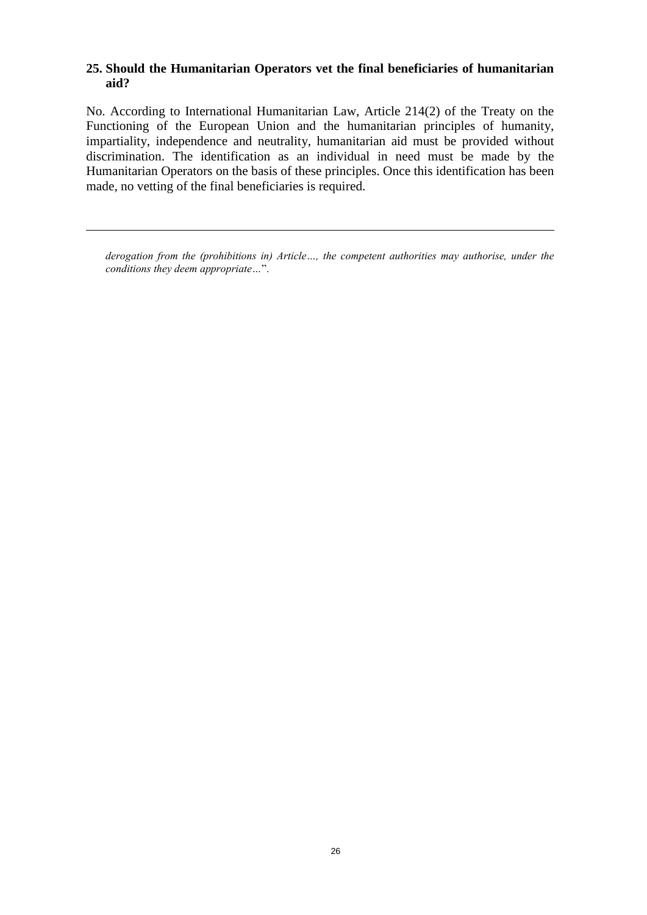### 25. Should the Humanitarian Operators vet the final beneficiaries of humanitarian aid?

No. According to International Humanitarian Law, Article 214(2) of the Treaty on the Functioning of the European Union and the humanitarian principles of humanity, impartiality, independence and neutrality, humanitarian aid must be provided without discrimination. The identification as an individual in need must be made by the Humanitarian Operators on the basis of these principles. Once this identification has been made, no vetting of the final beneficiaries is required.

---

*derogation from the (prohibitions in) Article…, the competent authorities may authorise, under the conditions they deem appropriate…*".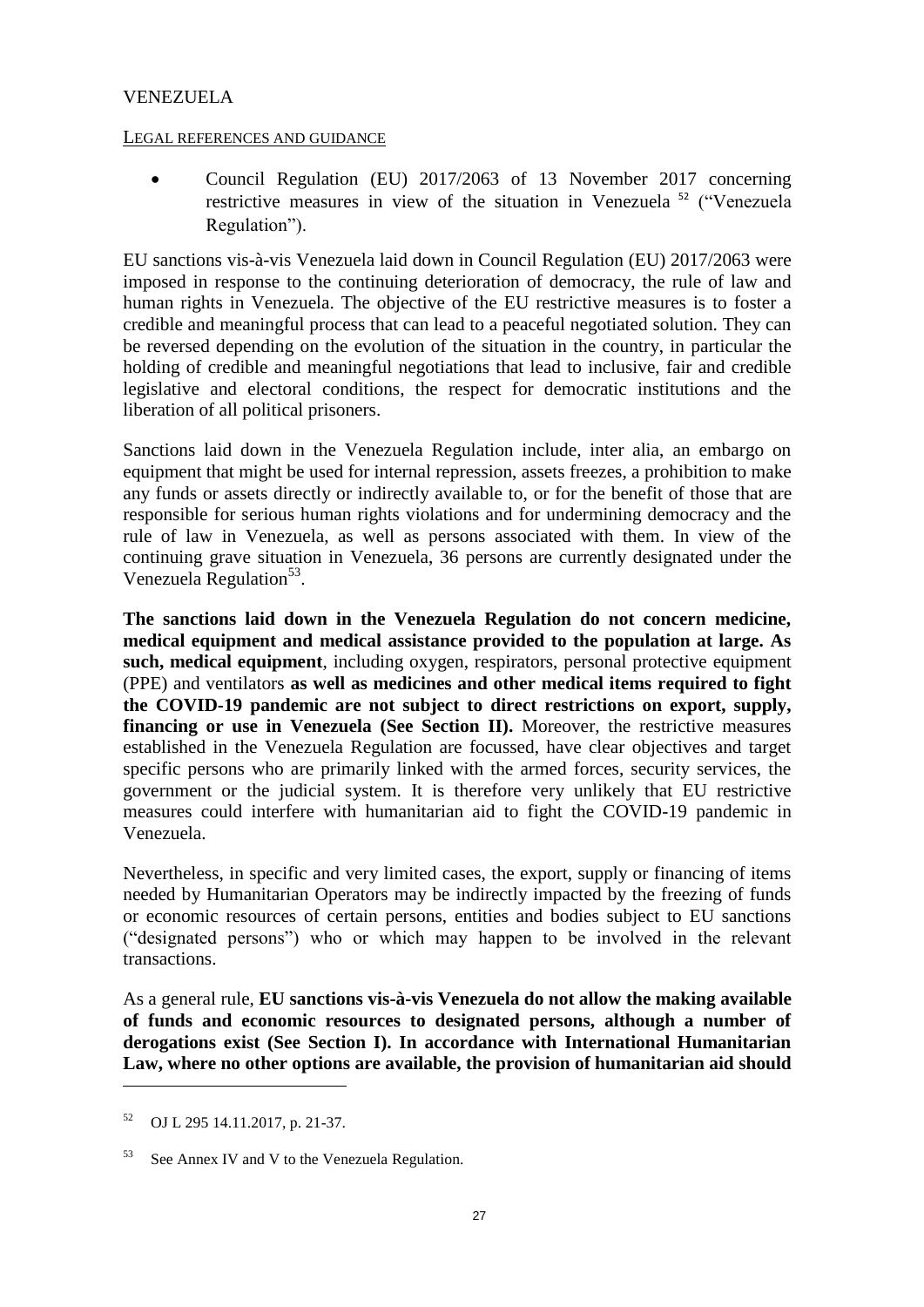## VENEZUELA

LEGAL REFERENCES AND GUIDANCE

- Council Regulation (EU) 2017/2063 of 13 November 2017 concerning restrictive measures in view of the situation in Venezuela [52] ("Venezuela Regulation").

EU sanctions vis-à-vis Venezuela laid down in Council Regulation (EU) 2017/2063 were imposed in response to the continuing deterioration of democracy, the rule of law and human rights in Venezuela. The objective of the EU restrictive measures is to foster a credible and meaningful process that can lead to a peaceful negotiated solution. They can be reversed depending on the evolution of the situation in the country, in particular the holding of credible and meaningful negotiations that lead to inclusive, fair and credible legislative and electoral conditions, the respect for democratic institutions and the liberation of all political prisoners.

Sanctions laid down in the Venezuela Regulation include, inter alia, an embargo on equipment that might be used for internal repression, assets freezes, a prohibition to make any funds or assets directly or indirectly available to, or for the benefit of those that are responsible for serious human rights violations and for undermining democracy and the rule of law in Venezuela, as well as persons associated with them. In view of the continuing grave situation in Venezuela, 36 persons are currently designated under the Venezuela Regulation[53].

**The sanctions laid down in the Venezuela Regulation do not concern medicine, medical equipment and medical assistance provided to the population at large. As such, medical equipment**, including oxygen, respirators, personal protective equipment (PPE) and ventilators **as well as medicines and other medical items required to fight the COVID-19 pandemic are not subject to direct restrictions on export, supply, financing or use in Venezuela (See Section II).** Moreover, the restrictive measures established in the Venezuela Regulation are focussed, have clear objectives and target specific persons who are primarily linked with the armed forces, security services, the government or the judicial system. It is therefore very unlikely that EU restrictive measures could interfere with humanitarian aid to fight the COVID-19 pandemic in Venezuela.

Nevertheless, in specific and very limited cases, the export, supply or financing of items needed by Humanitarian Operators may be indirectly impacted by the freezing of funds or economic resources of certain persons, entities and bodies subject to EU sanctions ("designated persons") who or which may happen to be involved in the relevant transactions.

As a general rule, **EU sanctions vis-à-vis Venezuela do not allow the making available of funds and economic resources to designated persons, although a number of derogations exist (See Section I). In accordance with International Humanitarian Law, where no other options are available, the provision of humanitarian aid should**

---

[52] OJ L 295 14.11.2017, p. 21-37.

[53] See Annex IV and V to the Venezuela Regulation.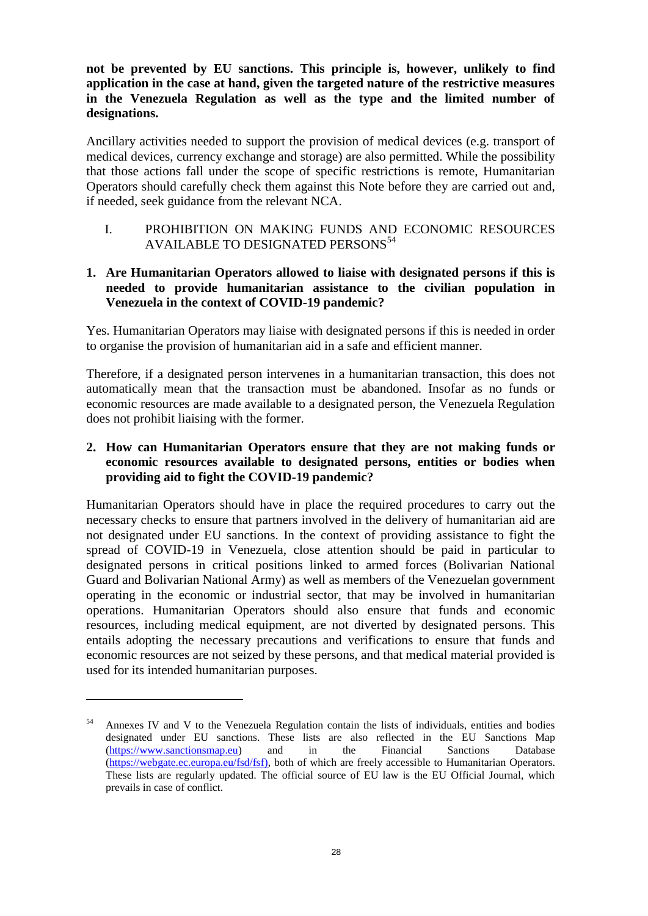**not be prevented by EU sanctions. This principle is, however, unlikely to find application in the case at hand, given the targeted nature of the restrictive measures in the Venezuela Regulation as well as the type and the limited number of designations.**

Ancillary activities needed to support the provision of medical devices (e.g. transport of medical devices, currency exchange and storage) are also permitted. While the possibility that those actions fall under the scope of specific restrictions is remote, Humanitarian Operators should carefully check them against this Note before they are carried out and, if needed, seek guidance from the relevant NCA.

## I. PROHIBITION ON MAKING FUNDS AND ECONOMIC RESOURCES AVAILABLE TO DESIGNATED PERSONS[54]

**1. Are Humanitarian Operators allowed to liaise with designated persons if this is needed to provide humanitarian assistance to the civilian population in Venezuela in the context of COVID-19 pandemic?**

Yes. Humanitarian Operators may liaise with designated persons if this is needed in order to organise the provision of humanitarian aid in a safe and efficient manner.

Therefore, if a designated person intervenes in a humanitarian transaction, this does not automatically mean that the transaction must be abandoned. Insofar as no funds or economic resources are made available to a designated person, the Venezuela Regulation does not prohibit liaising with the former.

**2. How can Humanitarian Operators ensure that they are not making funds or economic resources available to designated persons, entities or bodies when providing aid to fight the COVID-19 pandemic?**

Humanitarian Operators should have in place the required procedures to carry out the necessary checks to ensure that partners involved in the delivery of humanitarian aid are not designated under EU sanctions. In the context of providing assistance to fight the spread of COVID-19 in Venezuela, close attention should be paid in particular to designated persons in critical positions linked to armed forces (Bolivarian National Guard and Bolivarian National Army) as well as members of the Venezuelan government operating in the economic or industrial sector, that may be involved in humanitarian operations. Humanitarian Operators should also ensure that funds and economic resources, including medical equipment, are not diverted by designated persons. This entails adopting the necessary precautions and verifications to ensure that funds and economic resources are not seized by these persons, and that medical material provided is used for its intended humanitarian purposes.

---

[54] Annexes IV and V to the Venezuela Regulation contain the lists of individuals, entities and bodies designated under EU sanctions. These lists are also reflected in the EU Sanctions Map (https://www.sanctionsmap.eu) and in the Financial Sanctions Database (https://webgate.ec.europa.eu/fsd/fsf), both of which are freely accessible to Humanitarian Operators. These lists are regularly updated. The official source of EU law is the EU Official Journal, which prevails in case of conflict.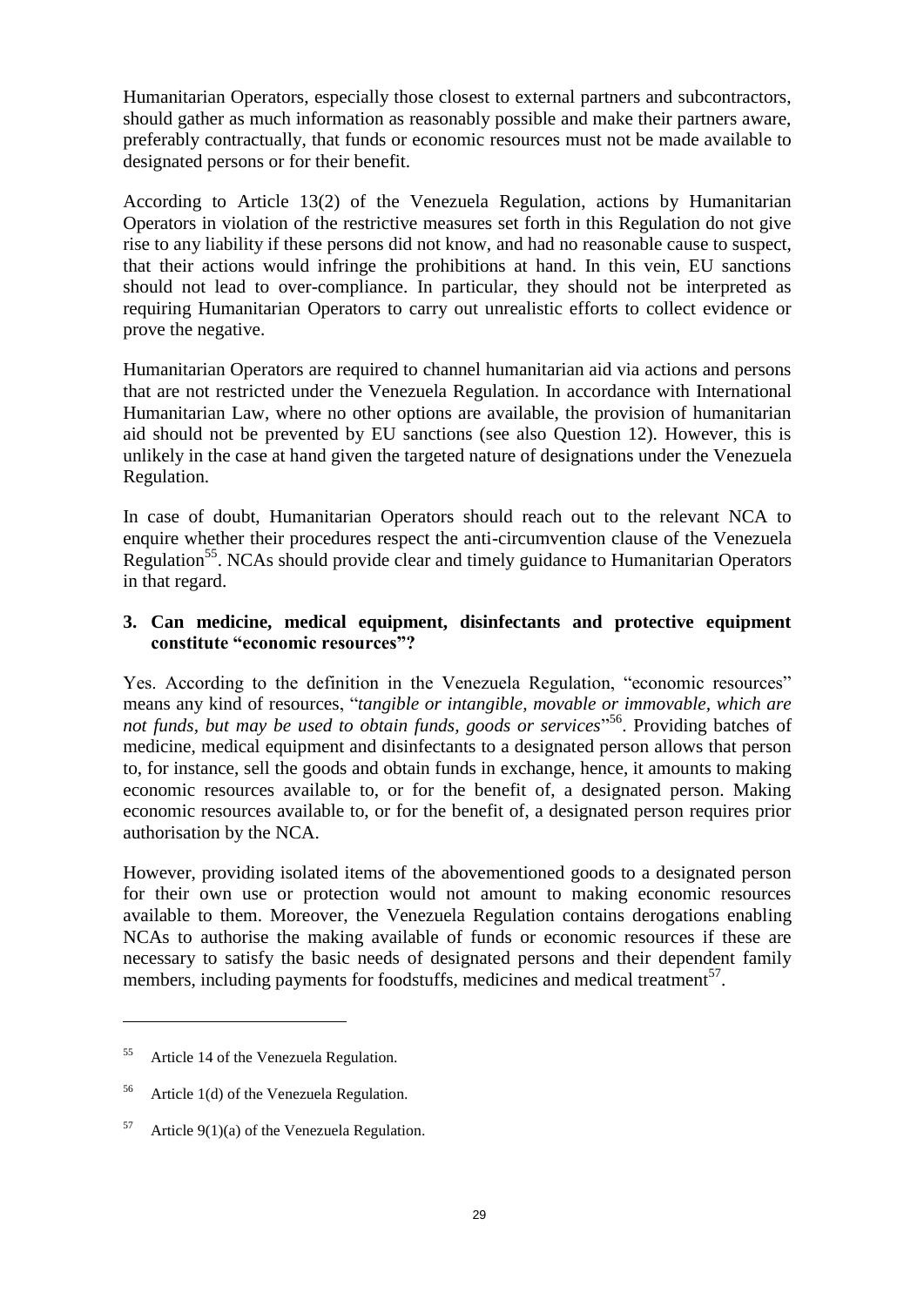Humanitarian Operators, especially those closest to external partners and subcontractors, should gather as much information as reasonably possible and make their partners aware, preferably contractually, that funds or economic resources must not be made available to designated persons or for their benefit.

According to Article 13(2) of the Venezuela Regulation, actions by Humanitarian Operators in violation of the restrictive measures set forth in this Regulation do not give rise to any liability if these persons did not know, and had no reasonable cause to suspect, that their actions would infringe the prohibitions at hand. In this vein, EU sanctions should not lead to over-compliance. In particular, they should not be interpreted as requiring Humanitarian Operators to carry out unrealistic efforts to collect evidence or prove the negative.

Humanitarian Operators are required to channel humanitarian aid via actions and persons that are not restricted under the Venezuela Regulation. In accordance with International Humanitarian Law, where no other options are available, the provision of humanitarian aid should not be prevented by EU sanctions (see also Question 12). However, this is unlikely in the case at hand given the targeted nature of designations under the Venezuela Regulation.

In case of doubt, Humanitarian Operators should reach out to the relevant NCA to enquire whether their procedures respect the anti-circumvention clause of the Venezuela Regulation[55]. NCAs should provide clear and timely guidance to Humanitarian Operators in that regard.

### 3. Can medicine, medical equipment, disinfectants and protective equipment constitute "economic resources"?

Yes. According to the definition in the Venezuela Regulation, "economic resources" means any kind of resources, "*tangible or intangible, movable or immovable, which are not funds, but may be used to obtain funds, goods or services*"[56]. Providing batches of medicine, medical equipment and disinfectants to a designated person allows that person to, for instance, sell the goods and obtain funds in exchange, hence, it amounts to making economic resources available to, or for the benefit of, a designated person. Making economic resources available to, or for the benefit of, a designated person requires prior authorisation by the NCA.

However, providing isolated items of the abovementioned goods to a designated person for their own use or protection would not amount to making economic resources available to them. Moreover, the Venezuela Regulation contains derogations enabling NCAs to authorise the making available of funds or economic resources if these are necessary to satisfy the basic needs of designated persons and their dependent family members, including payments for foodstuffs, medicines and medical treatment[57].

---

[55] Article 14 of the Venezuela Regulation.

[56] Article 1(d) of the Venezuela Regulation.

[57] Article 9(1)(a) of the Venezuela Regulation.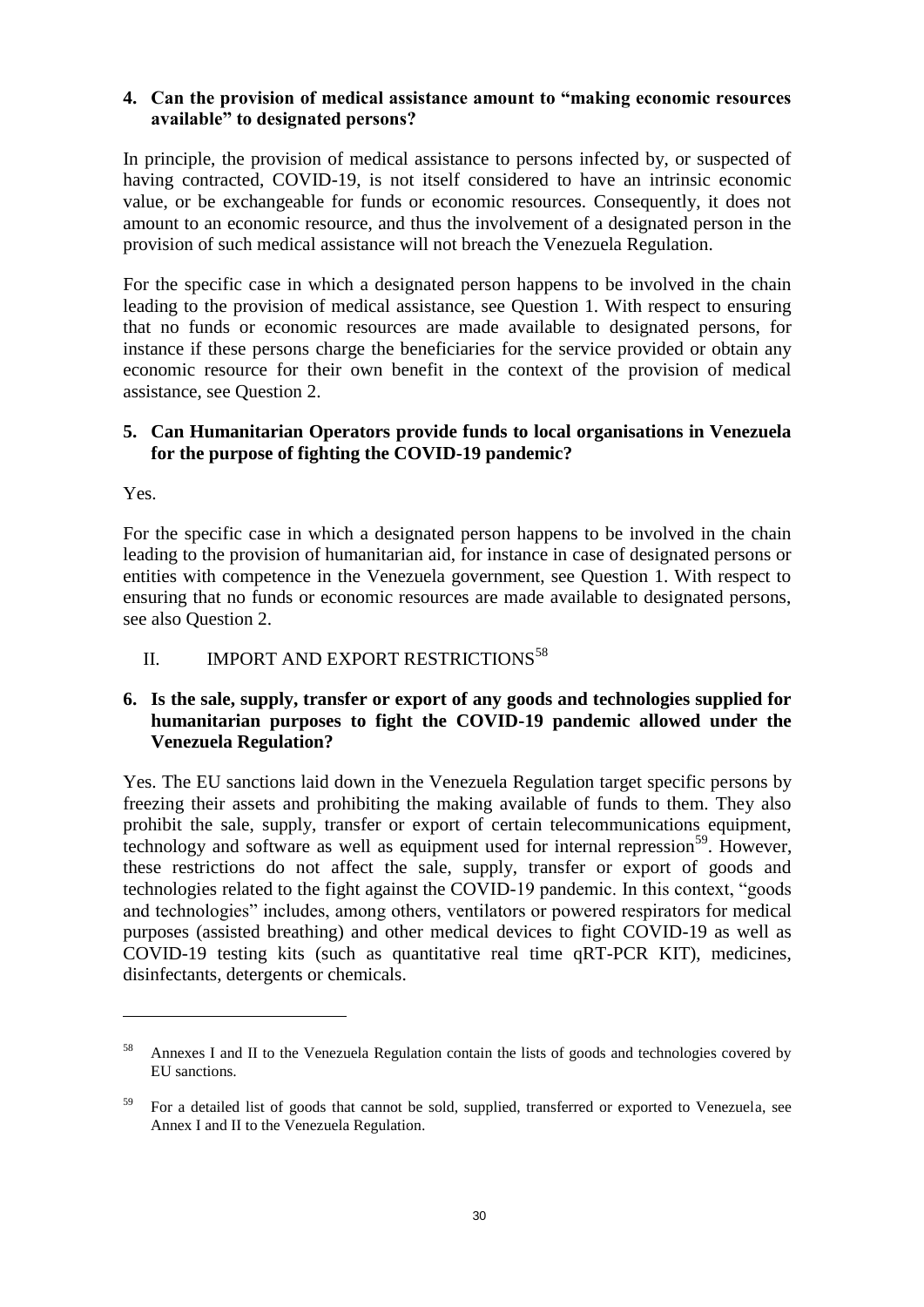**4. Can the provision of medical assistance amount to "making economic resources available" to designated persons?**

In principle, the provision of medical assistance to persons infected by, or suspected of having contracted, COVID-19, is not itself considered to have an intrinsic economic value, or be exchangeable for funds or economic resources. Consequently, it does not amount to an economic resource, and thus the involvement of a designated person in the provision of such medical assistance will not breach the Venezuela Regulation.

For the specific case in which a designated person happens to be involved in the chain leading to the provision of medical assistance, see Question 1. With respect to ensuring that no funds or economic resources are made available to designated persons, for instance if these persons charge the beneficiaries for the service provided or obtain any economic resource for their own benefit in the context of the provision of medical assistance, see Question 2.

**5. Can Humanitarian Operators provide funds to local organisations in Venezuela for the purpose of fighting the COVID-19 pandemic?**

Yes.

For the specific case in which a designated person happens to be involved in the chain leading to the provision of humanitarian aid, for instance in case of designated persons or entities with competence in the Venezuela government, see Question 1. With respect to ensuring that no funds or economic resources are made available to designated persons, see also Question 2.

## II. IMPORT AND EXPORT RESTRICTIONS[58]

**6. Is the sale, supply, transfer or export of any goods and technologies supplied for humanitarian purposes to fight the COVID-19 pandemic allowed under the Venezuela Regulation?**

Yes. The EU sanctions laid down in the Venezuela Regulation target specific persons by freezing their assets and prohibiting the making available of funds to them. They also prohibit the sale, supply, transfer or export of certain telecommunications equipment, technology and software as well as equipment used for internal repression[59]. However, these restrictions do not affect the sale, supply, transfer or export of goods and technologies related to the fight against the COVID-19 pandemic. In this context, "goods and technologies" includes, among others, ventilators or powered respirators for medical purposes (assisted breathing) and other medical devices to fight COVID-19 as well as COVID-19 testing kits (such as quantitative real time qRT-PCR KIT), medicines, disinfectants, detergents or chemicals.

---

[58] Annexes I and II to the Venezuela Regulation contain the lists of goods and technologies covered by EU sanctions.

[59] For a detailed list of goods that cannot be sold, supplied, transferred or exported to Venezuela, see Annex I and II to the Venezuela Regulation.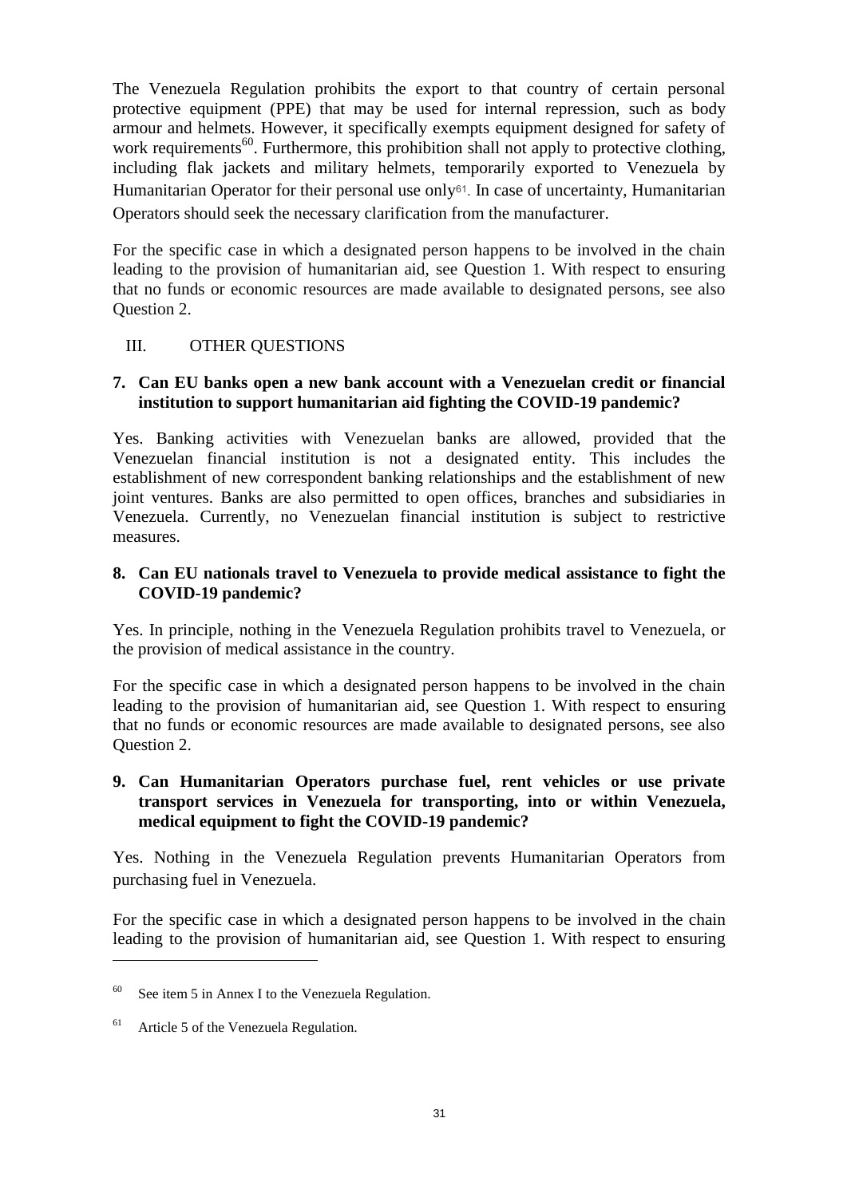The Venezuela Regulation prohibits the export to that country of certain personal protective equipment (PPE) that may be used for internal repression, such as body armour and helmets. However, it specifically exempts equipment designed for safety of work requirements[60]. Furthermore, this prohibition shall not apply to protective clothing, including flak jackets and military helmets, temporarily exported to Venezuela by Humanitarian Operator for their personal use only[61]. In case of uncertainty, Humanitarian Operators should seek the necessary clarification from the manufacturer.

For the specific case in which a designated person happens to be involved in the chain leading to the provision of humanitarian aid, see Question 1. With respect to ensuring that no funds or economic resources are made available to designated persons, see also Question 2.

## III. OTHER QUESTIONS

### 7. Can EU banks open a new bank account with a Venezuelan credit or financial institution to support humanitarian aid fighting the COVID-19 pandemic?

Yes. Banking activities with Venezuelan banks are allowed, provided that the Venezuelan financial institution is not a designated entity. This includes the establishment of new correspondent banking relationships and the establishment of new joint ventures. Banks are also permitted to open offices, branches and subsidiaries in Venezuela. Currently, no Venezuelan financial institution is subject to restrictive measures.

### 8. Can EU nationals travel to Venezuela to provide medical assistance to fight the COVID-19 pandemic?

Yes. In principle, nothing in the Venezuela Regulation prohibits travel to Venezuela, or the provision of medical assistance in the country.

For the specific case in which a designated person happens to be involved in the chain leading to the provision of humanitarian aid, see Question 1. With respect to ensuring that no funds or economic resources are made available to designated persons, see also Question 2.

### 9. Can Humanitarian Operators purchase fuel, rent vehicles or use private transport services in Venezuela for transporting, into or within Venezuela, medical equipment to fight the COVID-19 pandemic?

Yes. Nothing in the Venezuela Regulation prevents Humanitarian Operators from purchasing fuel in Venezuela.

For the specific case in which a designated person happens to be involved in the chain leading to the provision of humanitarian aid, see Question 1. With respect to ensuring

---

[60] See item 5 in Annex I to the Venezuela Regulation.

[61] Article 5 of the Venezuela Regulation.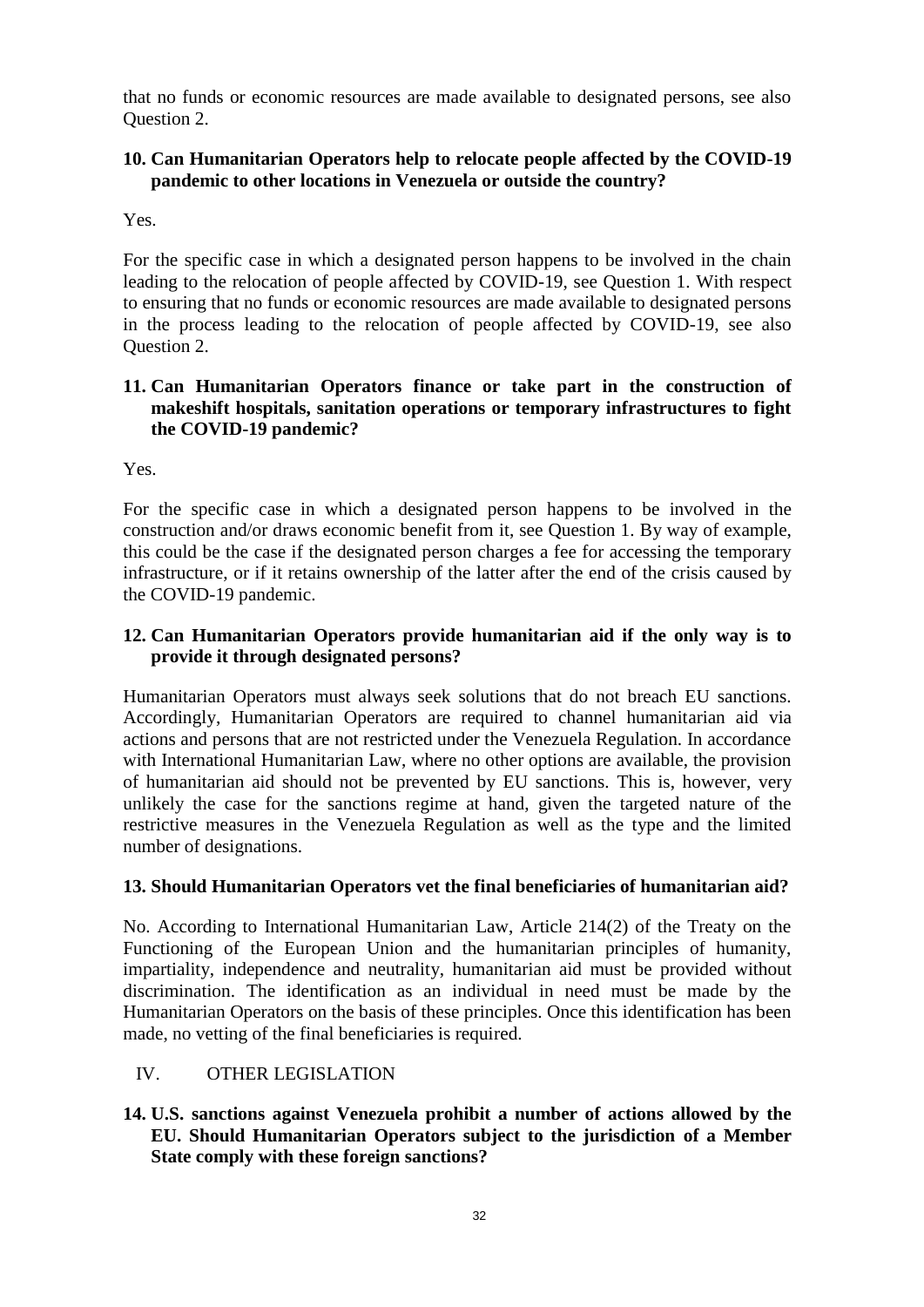that no funds or economic resources are made available to designated persons, see also Question 2.

### 10. Can Humanitarian Operators help to relocate people affected by the COVID-19 pandemic to other locations in Venezuela or outside the country?

Yes.

For the specific case in which a designated person happens to be involved in the chain leading to the relocation of people affected by COVID-19, see Question 1. With respect to ensuring that no funds or economic resources are made available to designated persons in the process leading to the relocation of people affected by COVID-19, see also Question 2.

### 11. Can Humanitarian Operators finance or take part in the construction of makeshift hospitals, sanitation operations or temporary infrastructures to fight the COVID-19 pandemic?

Yes.

For the specific case in which a designated person happens to be involved in the construction and/or draws economic benefit from it, see Question 1. By way of example, this could be the case if the designated person charges a fee for accessing the temporary infrastructure, or if it retains ownership of the latter after the end of the crisis caused by the COVID-19 pandemic.

### 12. Can Humanitarian Operators provide humanitarian aid if the only way is to provide it through designated persons?

Humanitarian Operators must always seek solutions that do not breach EU sanctions. Accordingly, Humanitarian Operators are required to channel humanitarian aid via actions and persons that are not restricted under the Venezuela Regulation. In accordance with International Humanitarian Law, where no other options are available, the provision of humanitarian aid should not be prevented by EU sanctions. This is, however, very unlikely the case for the sanctions regime at hand, given the targeted nature of the restrictive measures in the Venezuela Regulation as well as the type and the limited number of designations.

### 13. Should Humanitarian Operators vet the final beneficiaries of humanitarian aid?

No. According to International Humanitarian Law, Article 214(2) of the Treaty on the Functioning of the European Union and the humanitarian principles of humanity, impartiality, independence and neutrality, humanitarian aid must be provided without discrimination. The identification as an individual in need must be made by the Humanitarian Operators on the basis of these principles. Once this identification has been made, no vetting of the final beneficiaries is required.

## IV. OTHER LEGISLATION

### 14. U.S. sanctions against Venezuela prohibit a number of actions allowed by the EU. Should Humanitarian Operators subject to the jurisdiction of a Member State comply with these foreign sanctions?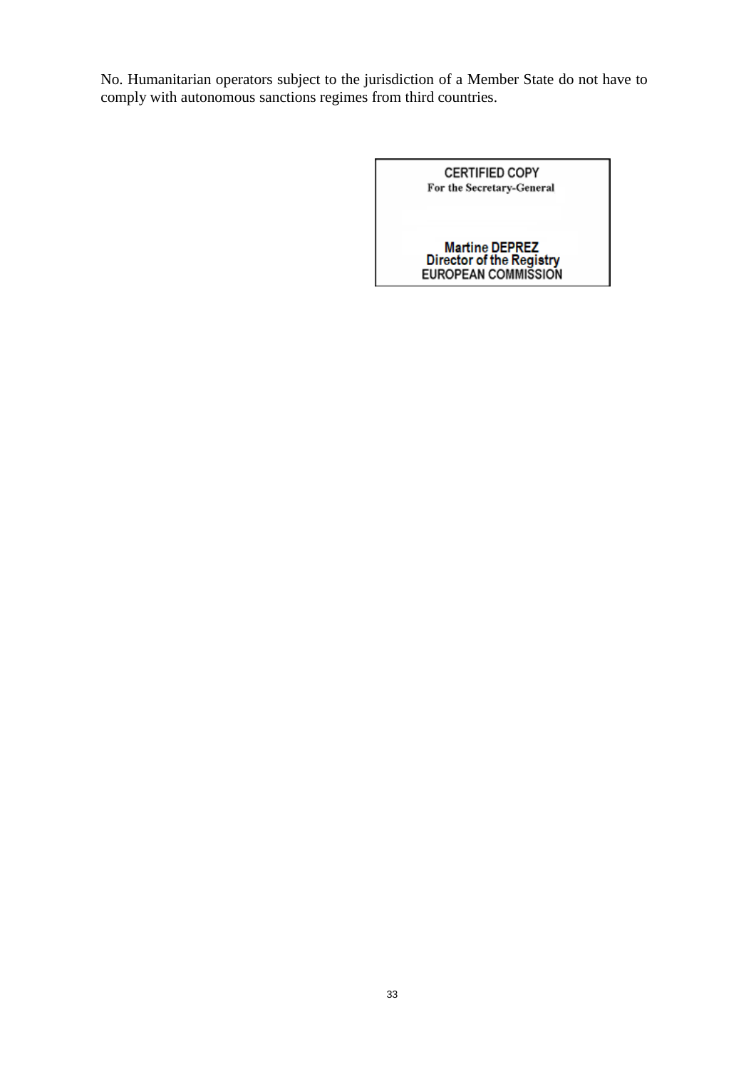No. Humanitarian operators subject to the jurisdiction of a Member State do not have to comply with autonomous sanctions regimes from third countries.

CERTIFIED COPY
For the Secretary-General

Martine DEPREZ
Director of the Registry
EUROPEAN COMMISSION